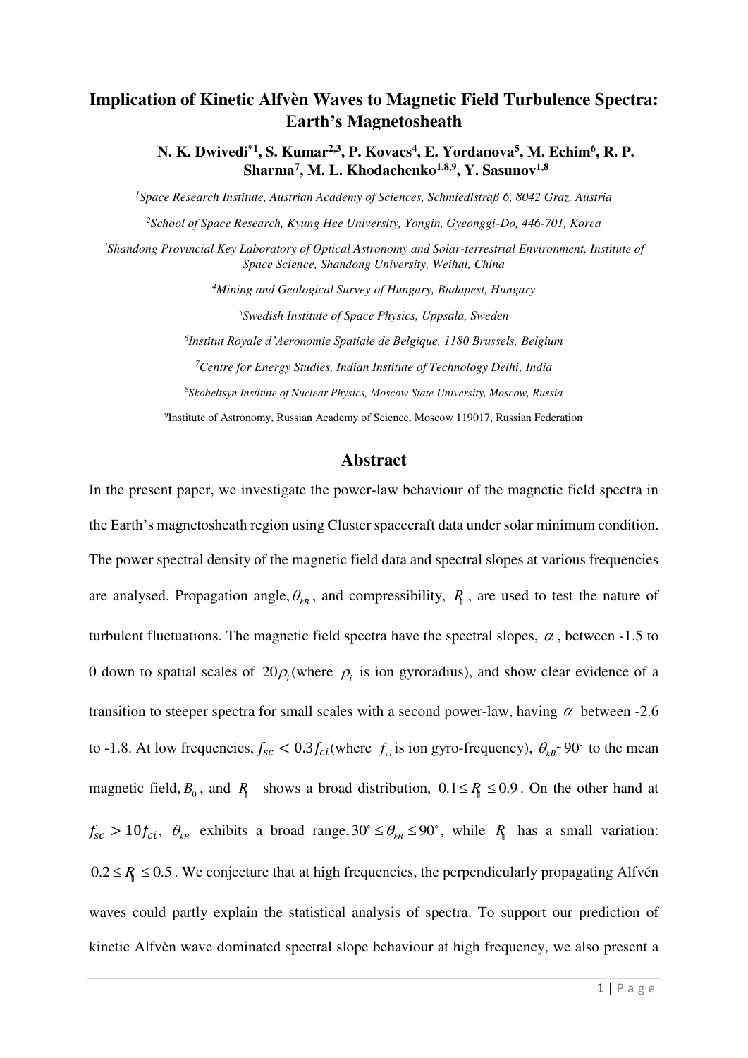# Implication of Kinetic Alfvèn Waves to Magnetic Field Turbulence Spectra: Earth's Magnetosheath

**N. K. Dwivedi[*1], S. Kumar[2,3], P. Kovacs[4], E. Yordanova[5], M. Echim[6], R. P. Sharma[7], M. L. Khodachenko[1,8,9], Y. Sasunov[1,8]**

[1]*Space Research Institute, Austrian Academy of Sciences, Schmiedlstraß 6, 8042 Graz, Austria*

[2]*School of Space Research, Kyung Hee University, Yongin, Gyeonggi-Do, 446-701, Korea*

[3]*Shandong Provincial Key Laboratory of Optical Astronomy and Solar-terrestrial Environment, Institute of Space Science, Shandong University, Weihai, China*

[4]*Mining and Geological Survey of Hungary, Budapest, Hungary*

[5]*Swedish Institute of Space Physics, Uppsala, Sweden*

[6]*Institut Royale d'Aeronomie Spatiale de Belgique, 1180 Brussels, Belgium*

[7]*Centre for Energy Studies, Indian Institute of Technology Delhi, India*

[8]*Skobeltsyn Institute of Nuclear Physics, Moscow State University, Moscow, Russia*

[9]Institute of Astronomy, Russian Academy of Science, Moscow 119017, Russian Federation

## Abstract

In the present paper, we investigate the power-law behaviour of the magnetic field spectra in the Earth's magnetosheath region using Cluster spacecraft data under solar minimum condition. The power spectral density of the magnetic field data and spectral slopes at various frequencies are analysed. Propagation angle, $\theta_{kB}$, and compressibility, $R_{\parallel}$, are used to test the nature of turbulent fluctuations. The magnetic field spectra have the spectral slopes, $\alpha$, between -1.5 to 0 down to spatial scales of $20\rho_i$ (where $\rho_i$ is ion gyroradius), and show clear evidence of a transition to steeper spectra for small scales with a second power-law, having $\alpha$ between -2.6 to -1.8. At low frequencies, $f_{sc} < 0.3 f_{ci}$ (where $f_{ci}$ is ion gyro-frequency), $\theta_{kB} \sim 90^{\circ}$ to the mean magnetic field, $B_0$, and $R_{\parallel}$ shows a broad distribution, $0.1 \le R_{\parallel} \le 0.9$. On the other hand at $f_{sc} > 10 f_{ci}$, $\theta_{kB}$ exhibits a broad range, $30^{\circ} \le \theta_{kB} \le 90^{\circ}$, while $R_{\parallel}$ has a small variation: $0.2 \le R_{\parallel} \le 0.5$. We conjecture that at high frequencies, the perpendicularly propagating Alfvén waves could partly explain the statistical analysis of spectra. To support our prediction of kinetic Alfvèn wave dominated spectral slope behaviour at high frequency, we also present a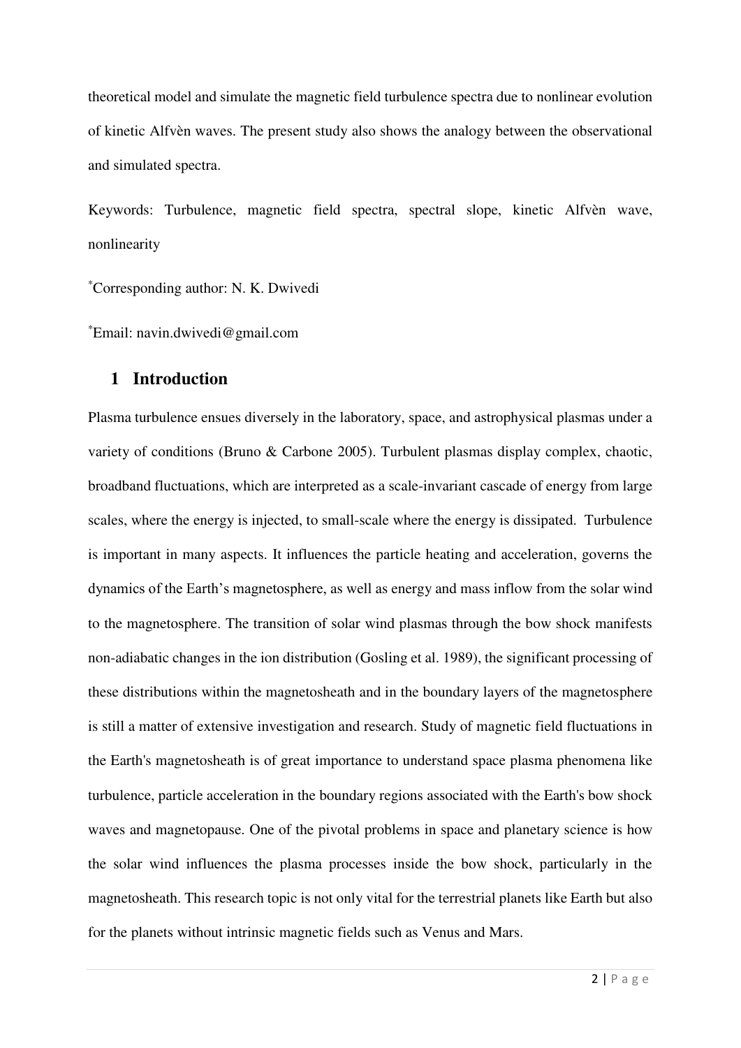theoretical model and simulate the magnetic field turbulence spectra due to nonlinear evolution of kinetic Alfvèn waves. The present study also shows the analogy between the observational and simulated spectra.

Keywords: Turbulence, magnetic field spectra, spectral slope, kinetic Alfvèn wave, nonlinearity

*Corresponding author: N. K. Dwivedi

*Email: navin.dwivedi@gmail.com

## 1 Introduction

Plasma turbulence ensues diversely in the laboratory, space, and astrophysical plasmas under a variety of conditions (Bruno & Carbone 2005). Turbulent plasmas display complex, chaotic, broadband fluctuations, which are interpreted as a scale-invariant cascade of energy from large scales, where the energy is injected, to small-scale where the energy is dissipated. Turbulence is important in many aspects. It influences the particle heating and acceleration, governs the dynamics of the Earth's magnetosphere, as well as energy and mass inflow from the solar wind to the magnetosphere. The transition of solar wind plasmas through the bow shock manifests non-adiabatic changes in the ion distribution (Gosling et al. 1989), the significant processing of these distributions within the magnetosheath and in the boundary layers of the magnetosphere is still a matter of extensive investigation and research. Study of magnetic field fluctuations in the Earth's magnetosheath is of great importance to understand space plasma phenomena like turbulence, particle acceleration in the boundary regions associated with the Earth's bow shock waves and magnetopause. One of the pivotal problems in space and planetary science is how the solar wind influences the plasma processes inside the bow shock, particularly in the magnetosheath. This research topic is not only vital for the terrestrial planets like Earth but also for the planets without intrinsic magnetic fields such as Venus and Mars.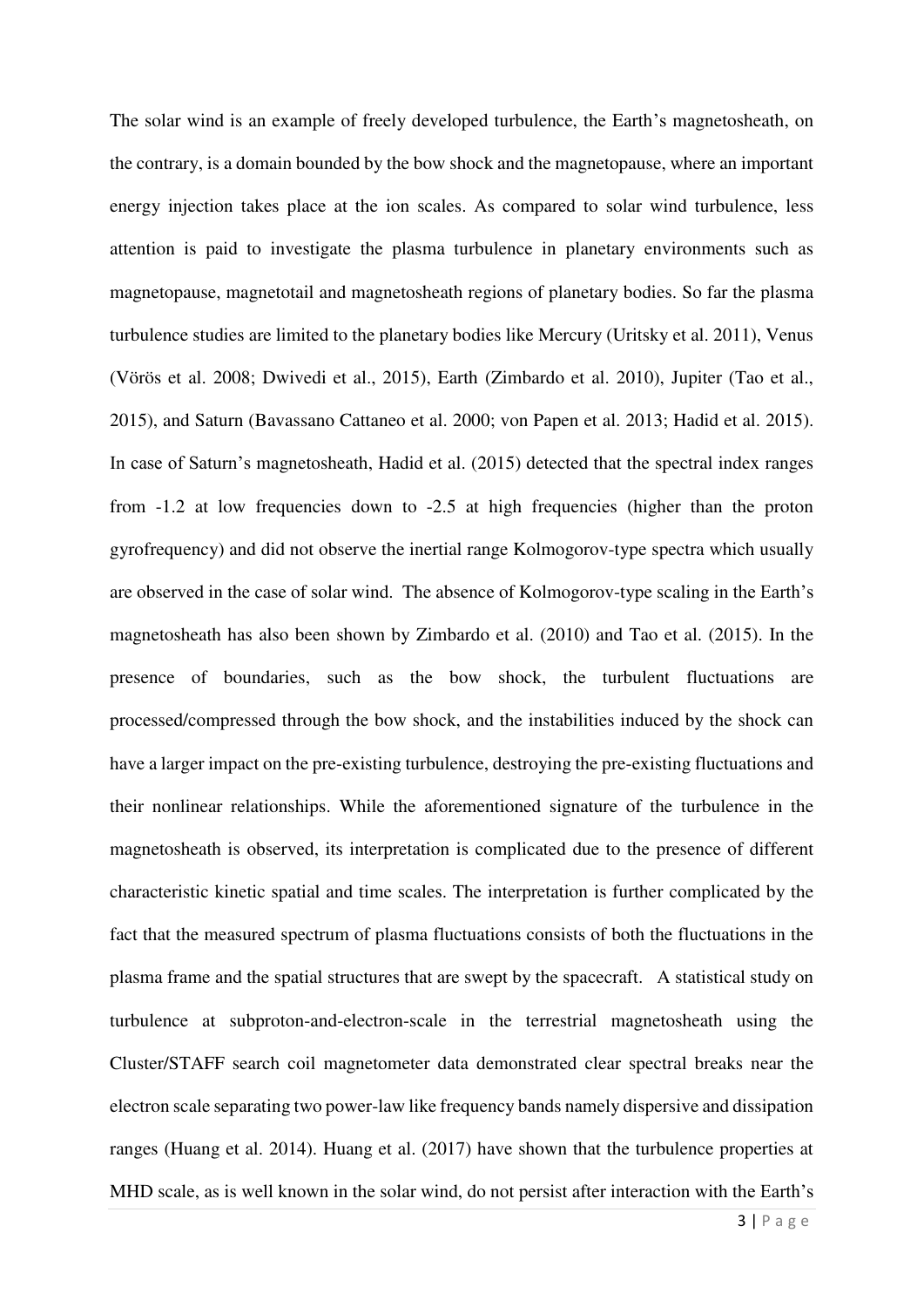The solar wind is an example of freely developed turbulence, the Earth's magnetosheath, on the contrary, is a domain bounded by the bow shock and the magnetopause, where an important energy injection takes place at the ion scales. As compared to solar wind turbulence, less attention is paid to investigate the plasma turbulence in planetary environments such as magnetopause, magnetotail and magnetosheath regions of planetary bodies. So far the plasma turbulence studies are limited to the planetary bodies like Mercury (Uritsky et al. 2011), Venus (Vörös et al. 2008; Dwivedi et al., 2015), Earth (Zimbardo et al. 2010), Jupiter (Tao et al., 2015), and Saturn (Bavassano Cattaneo et al. 2000; von Papen et al. 2013; Hadid et al. 2015). In case of Saturn's magnetosheath, Hadid et al. (2015) detected that the spectral index ranges from -1.2 at low frequencies down to -2.5 at high frequencies (higher than the proton gyrofrequency) and did not observe the inertial range Kolmogorov-type spectra which usually are observed in the case of solar wind. The absence of Kolmogorov-type scaling in the Earth's magnetosheath has also been shown by Zimbardo et al. (2010) and Tao et al. (2015). In the presence of boundaries, such as the bow shock, the turbulent fluctuations are processed/compressed through the bow shock, and the instabilities induced by the shock can have a larger impact on the pre-existing turbulence, destroying the pre-existing fluctuations and their nonlinear relationships. While the aforementioned signature of the turbulence in the magnetosheath is observed, its interpretation is complicated due to the presence of different characteristic kinetic spatial and time scales. The interpretation is further complicated by the fact that the measured spectrum of plasma fluctuations consists of both the fluctuations in the plasma frame and the spatial structures that are swept by the spacecraft. A statistical study on turbulence at subproton-and-electron-scale in the terrestrial magnetosheath using the Cluster/STAFF search coil magnetometer data demonstrated clear spectral breaks near the electron scale separating two power-law like frequency bands namely dispersive and dissipation ranges (Huang et al. 2014). Huang et al. (2017) have shown that the turbulence properties at MHD scale, as is well known in the solar wind, do not persist after interaction with the Earth's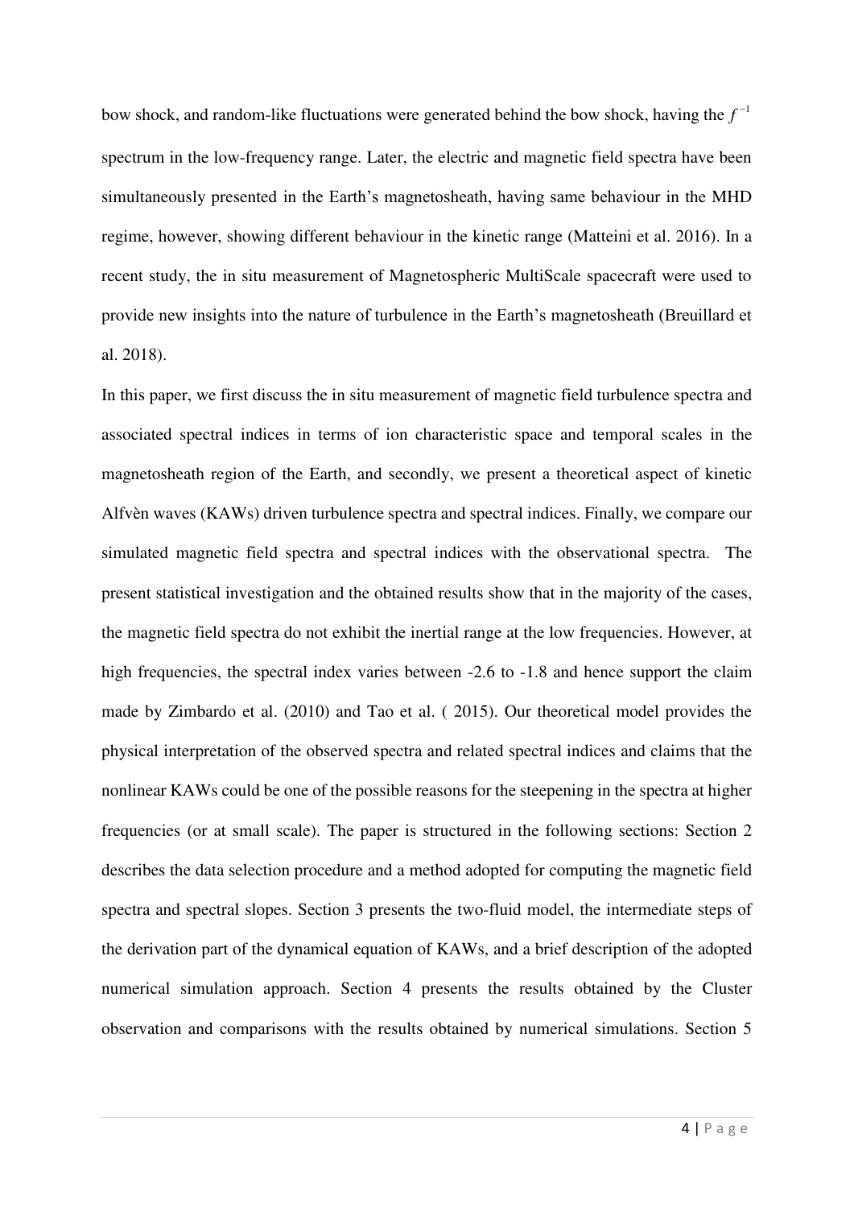bow shock, and random-like fluctuations were generated behind the bow shock, having the $f^{-1}$ spectrum in the low-frequency range. Later, the electric and magnetic field spectra have been simultaneously presented in the Earth's magnetosheath, having same behaviour in the MHD regime, however, showing different behaviour in the kinetic range (Matteini et al. 2016). In a recent study, the in situ measurement of Magnetospheric MultiScale spacecraft were used to provide new insights into the nature of turbulence in the Earth's magnetosheath (Breuillard et al. 2018).

In this paper, we first discuss the in situ measurement of magnetic field turbulence spectra and associated spectral indices in terms of ion characteristic space and temporal scales in the magnetosheath region of the Earth, and secondly, we present a theoretical aspect of kinetic Alfvèn waves (KAWs) driven turbulence spectra and spectral indices. Finally, we compare our simulated magnetic field spectra and spectral indices with the observational spectra. The present statistical investigation and the obtained results show that in the majority of the cases, the magnetic field spectra do not exhibit the inertial range at the low frequencies. However, at high frequencies, the spectral index varies between -2.6 to -1.8 and hence support the claim made by Zimbardo et al. (2010) and Tao et al. ( 2015). Our theoretical model provides the physical interpretation of the observed spectra and related spectral indices and claims that the nonlinear KAWs could be one of the possible reasons for the steepening in the spectra at higher frequencies (or at small scale). The paper is structured in the following sections: Section 2 describes the data selection procedure and a method adopted for computing the magnetic field spectra and spectral slopes. Section 3 presents the two-fluid model, the intermediate steps of the derivation part of the dynamical equation of KAWs, and a brief description of the adopted numerical simulation approach. Section 4 presents the results obtained by the Cluster observation and comparisons with the results obtained by numerical simulations. Section 5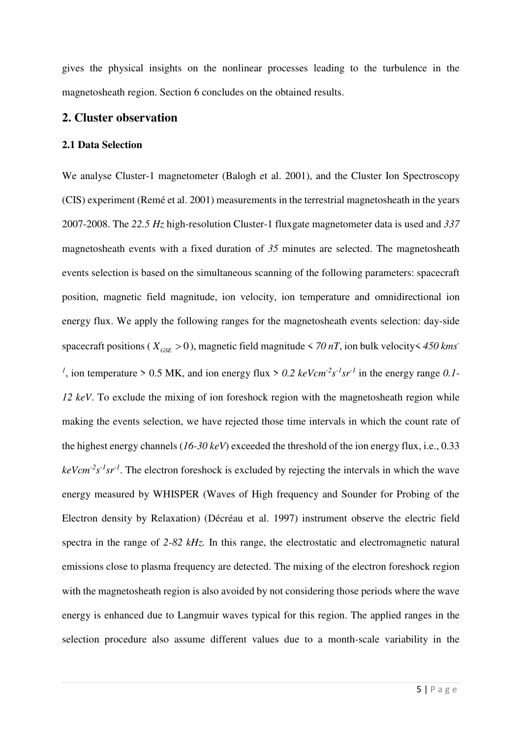gives the physical insights on the nonlinear processes leading to the turbulence in the magnetosheath region. Section 6 concludes on the obtained results.

## 2. Cluster observation

### 2.1 Data Selection

We analyse Cluster-1 magnetometer (Balogh et al. 2001), and the Cluster Ion Spectroscopy (CIS) experiment (Remé et al. 2001) measurements in the terrestrial magnetosheath in the years 2007-2008. The *22.5 Hz* high-resolution Cluster-1 fluxgate magnetometer data is used and *337* magnetosheath events with a fixed duration of *35* minutes are selected. The magnetosheath events selection is based on the simultaneous scanning of the following parameters: spacecraft position, magnetic field magnitude, ion velocity, ion temperature and omnidirectional ion energy flux. We apply the following ranges for the magnetosheath events selection: day-side spacecraft positions ($X_{GSE} > 0$), magnetic field magnitude < *70 nT*, ion bulk velocity< *450* $kms^{-1}$, ion temperature > 0.5 MK, and ion energy flux > *0.2* $keVcm^{-2}s^{-1}sr^{-1}$ in the energy range *0.1-12 keV*. To exclude the mixing of ion foreshock region with the magnetosheath region while making the events selection, we have rejected those time intervals in which the count rate of the highest energy channels (*16-30 keV*) exceeded the threshold of the ion energy flux, i.e., 0.33 $keVcm^{-2}s^{-1}sr^{-1}$. The electron foreshock is excluded by rejecting the intervals in which the wave energy measured by WHISPER (Waves of High frequency and Sounder for Probing of the Electron density by Relaxation) (Décréau et al. 1997) instrument observe the electric field spectra in the range of *2-82 kHz.* In this range, the electrostatic and electromagnetic natural emissions close to plasma frequency are detected. The mixing of the electron foreshock region with the magnetosheath region is also avoided by not considering those periods where the wave energy is enhanced due to Langmuir waves typical for this region. The applied ranges in the selection procedure also assume different values due to a month-scale variability in the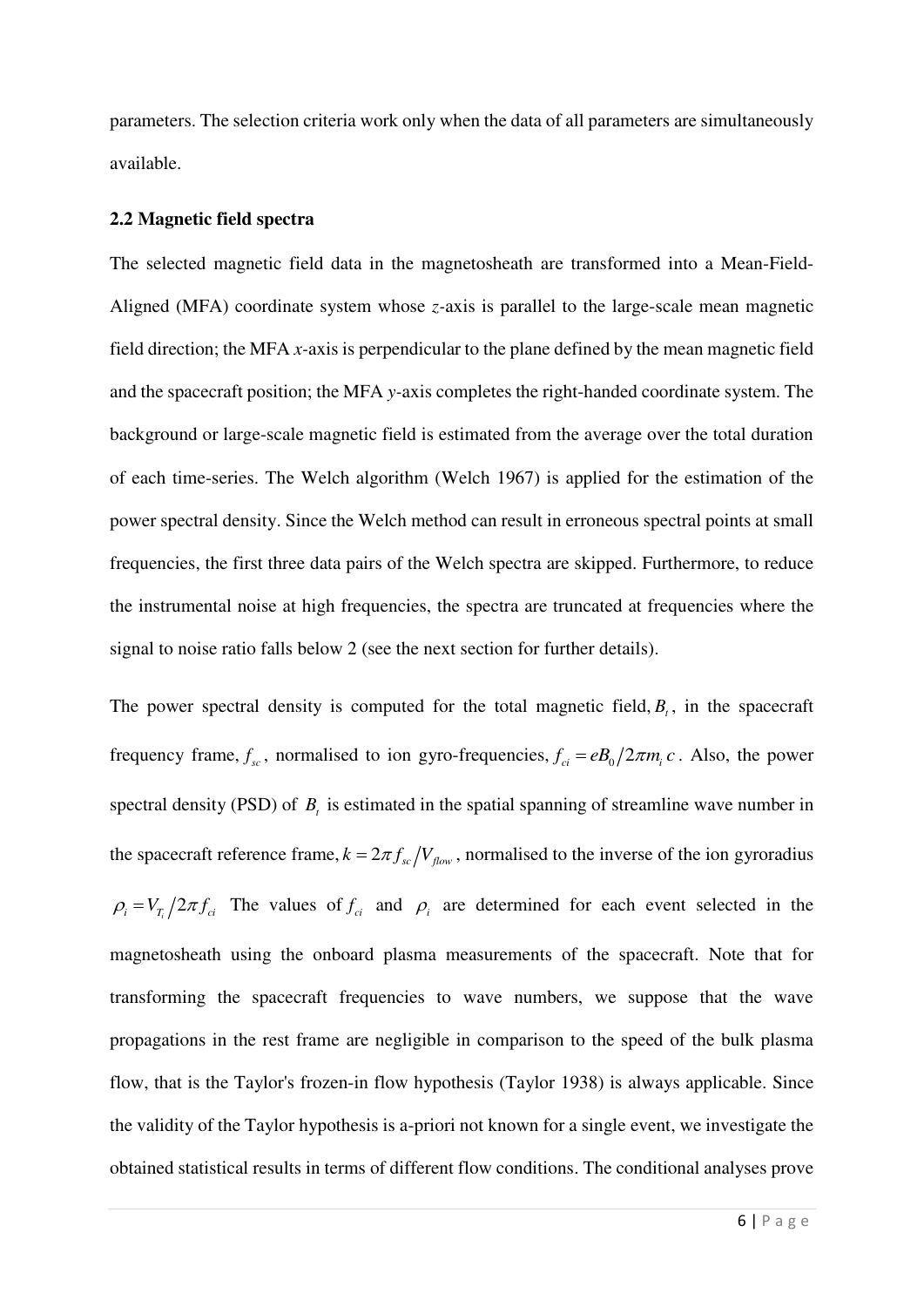parameters. The selection criteria work only when the data of all parameters are simultaneously available.

### 2.2 Magnetic field spectra

The selected magnetic field data in the magnetosheath are transformed into a Mean-Field-Aligned (MFA) coordinate system whose *z*-axis is parallel to the large-scale mean magnetic field direction; the MFA *x*-axis is perpendicular to the plane defined by the mean magnetic field and the spacecraft position; the MFA *y*-axis completes the right-handed coordinate system. The background or large-scale magnetic field is estimated from the average over the total duration of each time-series. The Welch algorithm (Welch 1967) is applied for the estimation of the power spectral density. Since the Welch method can result in erroneous spectral points at small frequencies, the first three data pairs of the Welch spectra are skipped. Furthermore, to reduce the instrumental noise at high frequencies, the spectra are truncated at frequencies where the signal to noise ratio falls below 2 (see the next section for further details).

The power spectral density is computed for the total magnetic field, $B_t$, in the spacecraft frequency frame, $f_{sc}$, normalised to ion gyro-frequencies, $f_{ci} = eB_0/2\pi m_i c$. Also, the power spectral density (PSD) of $B_t$ is estimated in the spatial spanning of streamline wave number in the spacecraft reference frame, $k = 2\pi f_{sc}/V_{flow}$, normalised to the inverse of the ion gyroradius $\rho_i = V_{T_i}/2\pi f_{ci}$ The values of $f_{ci}$ and $\rho_i$ are determined for each event selected in the magnetosheath using the onboard plasma measurements of the spacecraft. Note that for transforming the spacecraft frequencies to wave numbers, we suppose that the wave propagations in the rest frame are negligible in comparison to the speed of the bulk plasma flow, that is the Taylor's frozen-in flow hypothesis (Taylor 1938) is always applicable. Since the validity of the Taylor hypothesis is a-priori not known for a single event, we investigate the obtained statistical results in terms of different flow conditions. The conditional analyses prove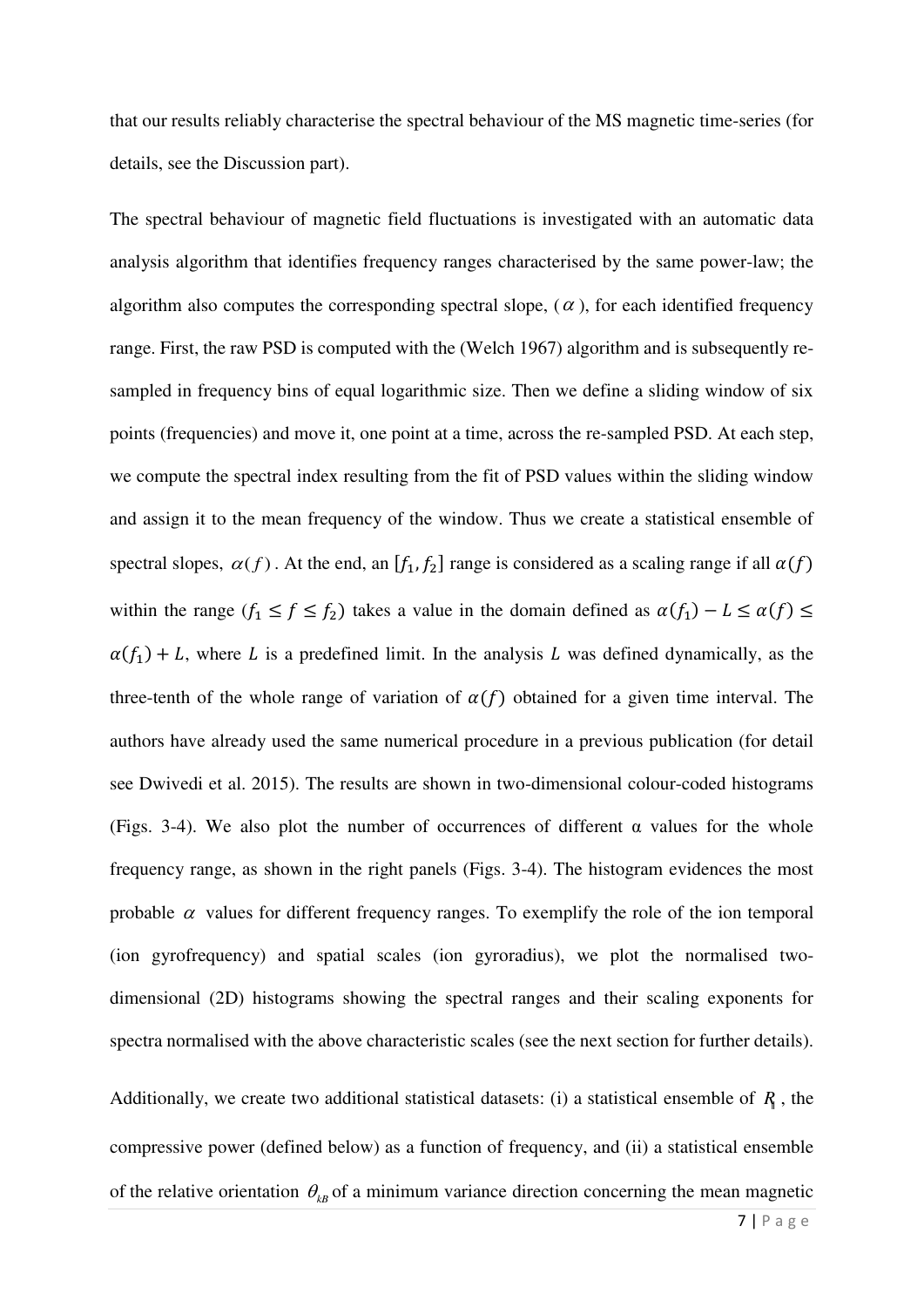that our results reliably characterise the spectral behaviour of the MS magnetic time-series (for details, see the Discussion part).

The spectral behaviour of magnetic field fluctuations is investigated with an automatic data analysis algorithm that identifies frequency ranges characterised by the same power-law; the algorithm also computes the corresponding spectral slope, ($\alpha$), for each identified frequency range. First, the raw PSD is computed with the (Welch 1967) algorithm and is subsequently re-sampled in frequency bins of equal logarithmic size. Then we define a sliding window of six points (frequencies) and move it, one point at a time, across the re-sampled PSD. At each step, we compute the spectral index resulting from the fit of PSD values within the sliding window and assign it to the mean frequency of the window. Thus we create a statistical ensemble of spectral slopes, $\alpha(f)$. At the end, an $[f_1, f_2]$ range is considered as a scaling range if all $\alpha(f)$ within the range ($f_1 \leq f \leq f_2$) takes a value in the domain defined as $\alpha(f_1) - L \leq \alpha(f) \leq \alpha(f_1) + L$, where $L$ is a predefined limit. In the analysis $L$ was defined dynamically, as the three-tenth of the whole range of variation of $\alpha(f)$ obtained for a given time interval. The authors have already used the same numerical procedure in a previous publication (for detail see Dwivedi et al. 2015). The results are shown in two-dimensional colour-coded histograms (Figs. 3-4). We also plot the number of occurrences of different α values for the whole frequency range, as shown in the right panels (Figs. 3-4). The histogram evidences the most probable $\alpha$ values for different frequency ranges. To exemplify the role of the ion temporal (ion gyrofrequency) and spatial scales (ion gyroradius), we plot the normalised two-dimensional (2D) histograms showing the spectral ranges and their scaling exponents for spectra normalised with the above characteristic scales (see the next section for further details).

Additionally, we create two additional statistical datasets: (i) a statistical ensemble of $R_{\parallel}$, the compressive power (defined below) as a function of frequency, and (ii) a statistical ensemble of the relative orientation $\theta_{kB}$ of a minimum variance direction concerning the mean magnetic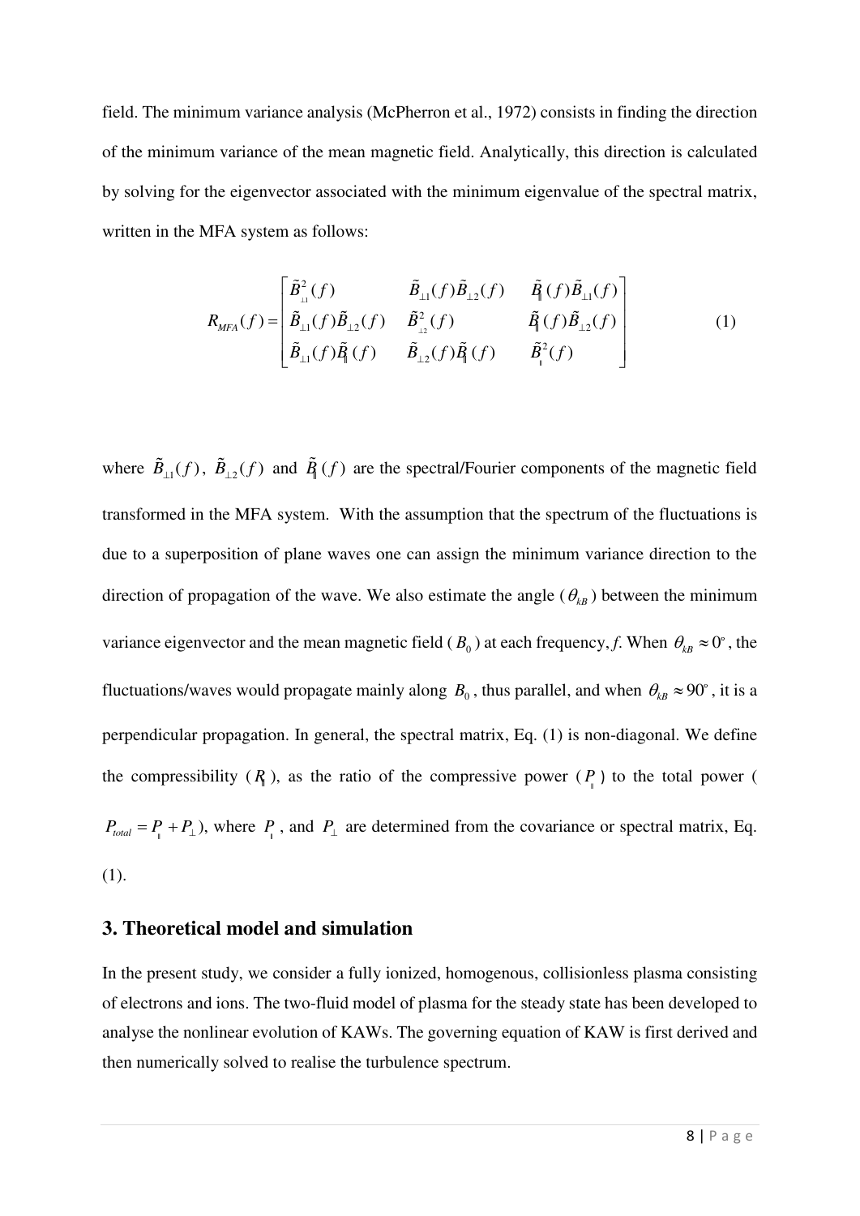field. The minimum variance analysis (McPherron et al., 1972) consists in finding the direction of the minimum variance of the mean magnetic field. Analytically, this direction is calculated by solving for the eigenvector associated with the minimum eigenvalue of the spectral matrix, written in the MFA system as follows:

$$R_{MFA}(f) = \begin{bmatrix} \tilde{B}_{\perp 1}^2(f) & \tilde{B}_{\perp 1}(f)\tilde{B}_{\perp 2}(f) & \tilde{B}_{\parallel}(f)\tilde{B}_{\perp 1}(f) \\ \tilde{B}_{\perp 1}(f)\tilde{B}_{\perp 2}(f) & \tilde{B}_{\perp 2}^2(f) & \tilde{B}_{\parallel}(f)\tilde{B}_{\perp 2}(f) \\ \tilde{B}_{\perp 1}(f)\tilde{B}_{\parallel}(f) & \tilde{B}_{\perp 2}(f)\tilde{B}_{\parallel}(f) & \tilde{B}_{\parallel}^2(f) \end{bmatrix} \tag{1}$$

where $\tilde{B}_{\perp 1}(f)$, $\tilde{B}_{\perp 2}(f)$ and $\tilde{B}_{\parallel}(f)$ are the spectral/Fourier components of the magnetic field transformed in the MFA system. With the assumption that the spectrum of the fluctuations is due to a superposition of plane waves one can assign the minimum variance direction to the direction of propagation of the wave. We also estimate the angle ($\theta_{kB}$) between the minimum variance eigenvector and the mean magnetic field ($B_0$) at each frequency, *f*. When $\theta_{kB} \approx 0^\circ$, the fluctuations/waves would propagate mainly along $B_0$, thus parallel, and when $\theta_{kB} \approx 90^\circ$, it is a perpendicular propagation. In general, the spectral matrix, Eq. (1) is non-diagonal. We define the compressibility ($R_{\parallel}$), as the ratio of the compressive power ($P_{\parallel}$) to the total power ($P_{total} = P_{\parallel} + P_{\perp}$), where $P_{\parallel}$, and $P_{\perp}$ are determined from the covariance or spectral matrix, Eq. (1).

## 3. Theoretical model and simulation

In the present study, we consider a fully ionized, homogenous, collisionless plasma consisting of electrons and ions. The two-fluid model of plasma for the steady state has been developed to analyse the nonlinear evolution of KAWs. The governing equation of KAW is first derived and then numerically solved to realise the turbulence spectrum.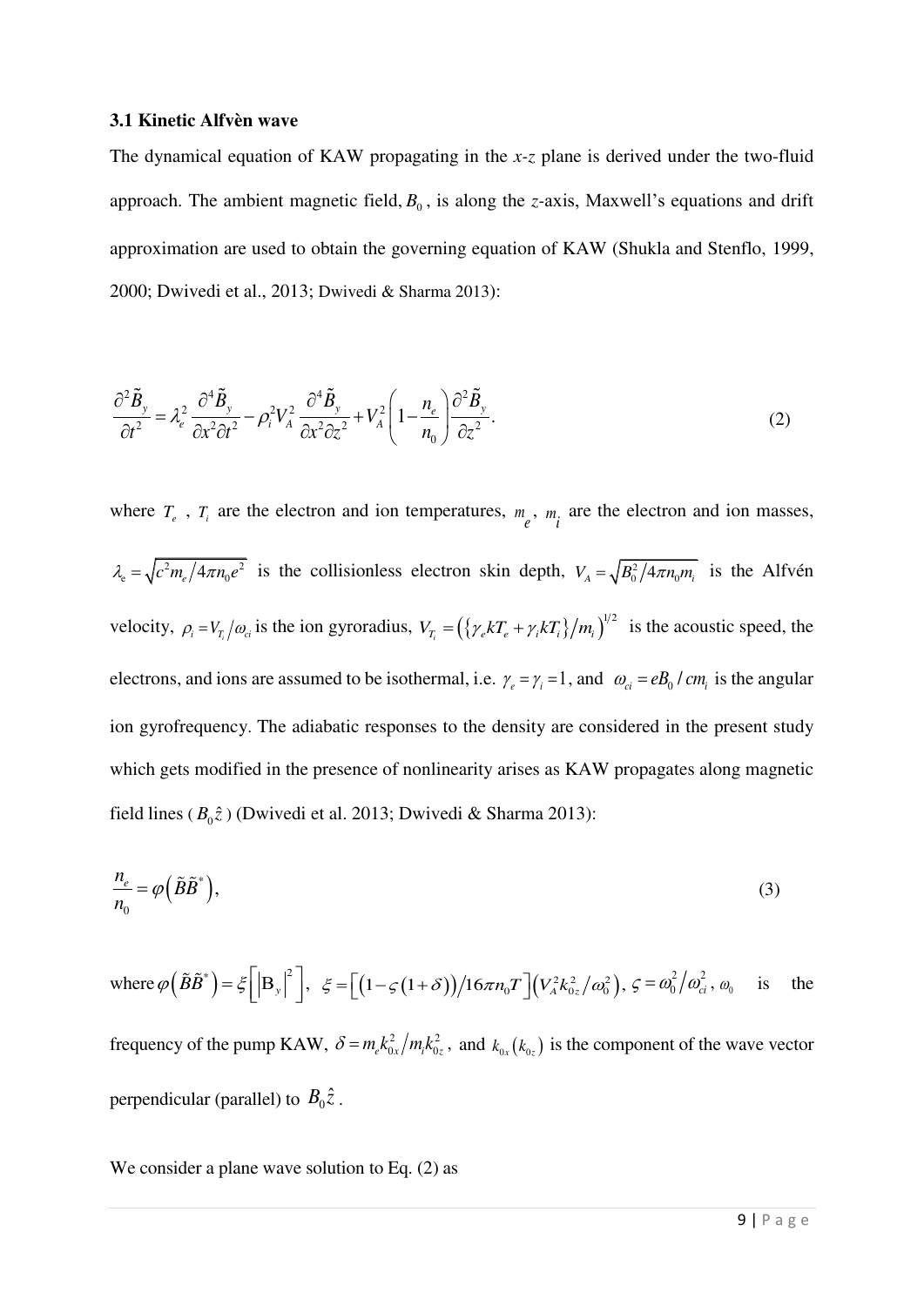### 3.1 Kinetic Alfvèn wave

The dynamical equation of KAW propagating in the *x-z* plane is derived under the two-fluid approach. The ambient magnetic field, $B_0$, is along the *z*-axis, Maxwell's equations and drift approximation are used to obtain the governing equation of KAW (Shukla and Stenflo, 1999, 2000; Dwivedi et al., 2013; Dwivedi & Sharma 2013):

$$\frac{\partial^2 \tilde{B}_y}{\partial t^2} = \lambda_e^2 \frac{\partial^4 \tilde{B}_y}{\partial x^2 \partial t^2} - \rho_i^2 V_A^2 \frac{\partial^4 \tilde{B}_y}{\partial x^2 \partial z^2} + V_A^2 \left(1 - \frac{n_e}{n_0}\right) \frac{\partial^2 \tilde{B}_y}{\partial z^2}. \tag{2}$$

where $T_e$ , $T_i$ are the electron and ion temperatures, $m_e$, $m_i$ are the electron and ion masses, $\lambda_e = \sqrt{c^2 m_e / 4\pi n_0 e^2}$ is the collisionless electron skin depth, $V_A = \sqrt{B_0^2 / 4\pi n_0 m_i}$ is the Alfvén velocity, $\rho_i = V_{T_i} / \omega_{ci}$ is the ion gyroradius, $V_{T_i} = \left(\left\{\gamma_e k T_e + \gamma_i k T_i\right\} / m_i\right)^{1/2}$ is the acoustic speed, the electrons, and ions are assumed to be isothermal, i.e. $\gamma_e = \gamma_i = 1$, and $\omega_{ci} = eB_0 / cm_i$ is the angular ion gyrofrequency. The adiabatic responses to the density are considered in the present study which gets modified in the presence of nonlinearity arises as KAW propagates along magnetic field lines ($B_0 \hat{z}$) (Dwivedi et al. 2013; Dwivedi & Sharma 2013):

$$\frac{n_e}{n_0} = \varphi\left(\tilde{B}\tilde{B}^*\right), \tag{3}$$

where $\varphi\left(\tilde{B}\tilde{B}^*\right) = \xi\left[\left|\mathrm{B}_y\right|^2\right]$, $\xi = \left[\left(1 - \varsigma(1+\delta)\right) / 16\pi n_0 T\right]\left(V_A^2 k_{0z}^2 / \omega_0^2\right)$, $\varsigma = \omega_0^2 / \omega_{ci}^2$, $\omega_0$ is the frequency of the pump KAW, $\delta = m_e k_{0x}^2 / m_i k_{0z}^2$, and $k_{0x}\left(k_{0z}\right)$ is the component of the wave vector perpendicular (parallel) to $B_0 \hat{z}$.

We consider a plane wave solution to Eq. (2) as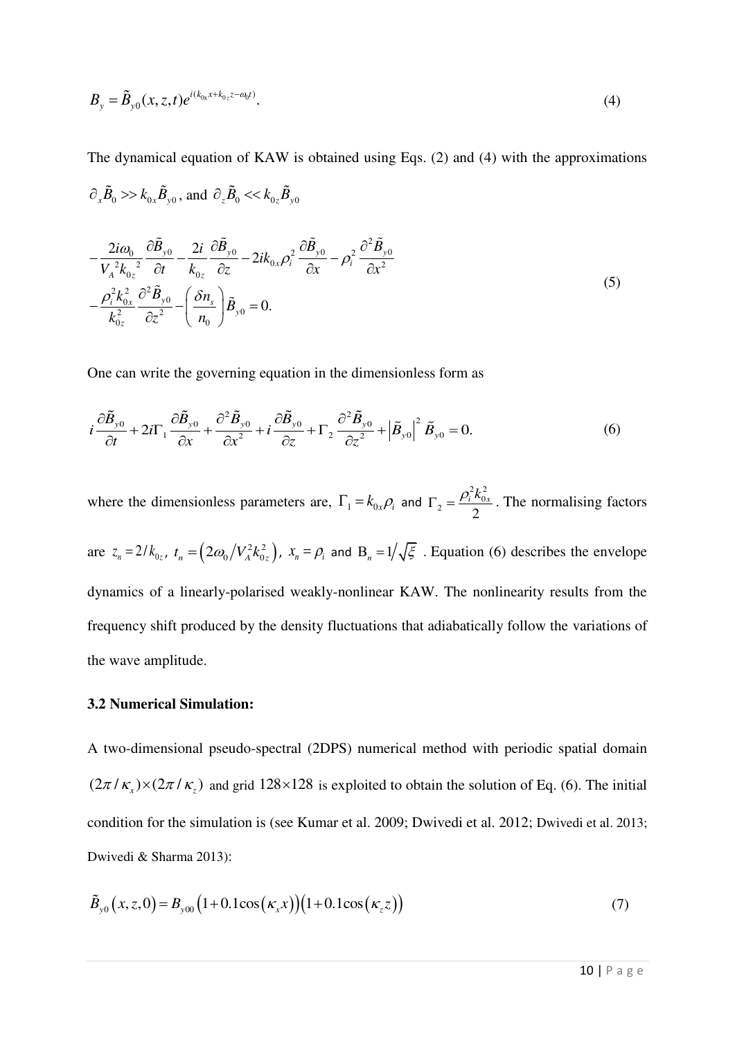$$B_y = \tilde{B}_{y0}(x,z,t)e^{i(k_{0x}x+k_{0z}z-\omega_0 t)}. \tag{4}$$

The dynamical equation of KAW is obtained using Eqs. (2) and (4) with the approximations $\partial_x \tilde{B}_0 >> k_{0x}\tilde{B}_{y0}$, and $\partial_z \tilde{B}_0 << k_{0z}\tilde{B}_{y0}$

$$\begin{aligned} &-\frac{2i\omega_0}{V_A^2 k_{0z}^2}\frac{\partial \tilde{B}_{y0}}{\partial t} - \frac{2i}{k_{0z}}\frac{\partial \tilde{B}_{y0}}{\partial z} - 2ik_{0x}\rho_i^2\frac{\partial \tilde{B}_{y0}}{\partial x} - \rho_i^2\frac{\partial^2 \tilde{B}_{y0}}{\partial x^2} \\ &-\frac{\rho_i^2 k_{0x}^2}{k_{0z}^2}\frac{\partial^2 \tilde{B}_{y0}}{\partial z^2} - \left(\frac{\delta n_s}{n_0}\right)\tilde{B}_{y0} = 0. \end{aligned} \tag{5}$$

One can write the governing equation in the dimensionless form as

$$i\frac{\partial \tilde{B}_{y0}}{\partial t} + 2i\Gamma_1\frac{\partial \tilde{B}_{y0}}{\partial x} + \frac{\partial^2 \tilde{B}_{y0}}{\partial x^2} + i\frac{\partial \tilde{B}_{y0}}{\partial z} + \Gamma_2\frac{\partial^2 \tilde{B}_{y0}}{\partial z^2} + \left|\tilde{B}_{y0}\right|^2 \tilde{B}_{y0} = 0. \tag{6}$$

where the dimensionless parameters are, $\Gamma_1 = k_{0x}\rho_i$ and $\Gamma_2 = \dfrac{\rho_i^2 k_{0x}^2}{2}$. The normalising factors are $z_n = 2/k_{0z}$, $t_n = \left(2\omega_0 / V_A^2 k_{0z}^2\right)$, $x_n = \rho_i$ and $B_n = 1/\sqrt{\xi}$. Equation (6) describes the envelope dynamics of a linearly-polarised weakly-nonlinear KAW. The nonlinearity results from the frequency shift produced by the density fluctuations that adiabatically follow the variations of the wave amplitude.

### 3.2 Numerical Simulation:

A two-dimensional pseudo-spectral (2DPS) numerical method with periodic spatial domain $(2\pi/\kappa_x)\times(2\pi/\kappa_z)$ and grid $128\times128$ is exploited to obtain the solution of Eq. (6). The initial condition for the simulation is (see Kumar et al. 2009; Dwivedi et al. 2012; Dwivedi et al. 2013; Dwivedi & Sharma 2013):

$$\tilde{B}_{y0}(x,z,0) = B_{y00}\left(1+0.1\cos(\kappa_x x)\right)\left(1+0.1\cos(\kappa_z z)\right) \tag{7}$$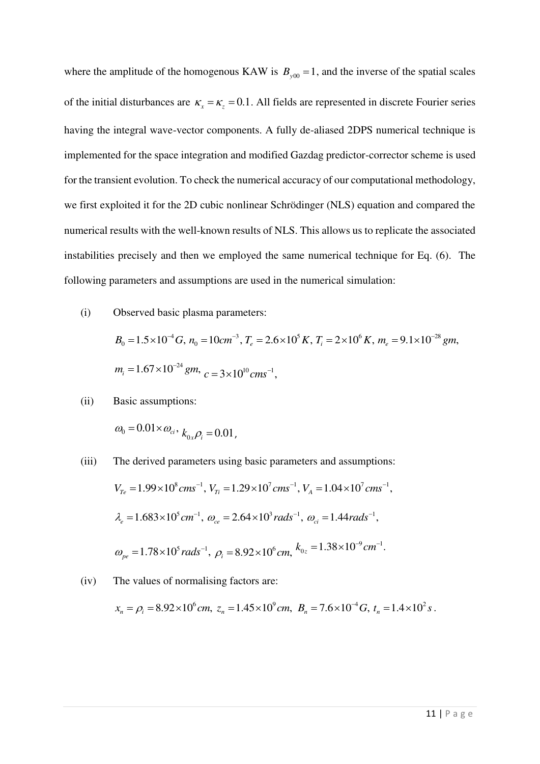where the amplitude of the homogenous KAW is $B_{y00} = 1$, and the inverse of the spatial scales of the initial disturbances are $\kappa_x = \kappa_z = 0.1$. All fields are represented in discrete Fourier series having the integral wave-vector components. A fully de-aliased 2DPS numerical technique is implemented for the space integration and modified Gazdag predictor-corrector scheme is used for the transient evolution. To check the numerical accuracy of our computational methodology, we first exploited it for the 2D cubic nonlinear Schrödinger (NLS) equation and compared the numerical results with the well-known results of NLS. This allows us to replicate the associated instabilities precisely and then we employed the same numerical technique for Eq. (6). The following parameters and assumptions are used in the numerical simulation:

(i) Observed basic plasma parameters:

$$B_0 = 1.5\times10^{-4}G,\ n_0 = 10cm^{-3},\ T_e = 2.6\times10^{5}K,\ T_i = 2\times10^{6}K,\ m_e = 9.1\times10^{-28}gm,$$

$$m_i = 1.67\times10^{-24}gm,\ c = 3\times10^{10}cms^{-1},$$

(ii) Basic assumptions:

$$\omega_0 = 0.01\times\omega_{ci},\ k_{0x}\rho_i = 0.01,$$

(iii) The derived parameters using basic parameters and assumptions:

$$V_{Te} = 1.99\times10^{8}cms^{-1},\ V_{Ti} = 1.29\times10^{7}cms^{-1},\ V_A = 1.04\times10^{7}cms^{-1},$$

$$\lambda_e = 1.683\times10^{5}cm^{-1},\ \omega_{ce} = 2.64\times10^{3}rads^{-1},\ \omega_{ci} = 1.44rads^{-1},$$

$$\omega_{pe} = 1.78\times10^{5}rads^{-1},\ \rho_i = 8.92\times10^{6}cm,\ k_{0z} = 1.38\times10^{-9}cm^{-1}.$$

(iv) The values of normalising factors are:

$$x_n = \rho_i = 8.92\times10^{6}cm,\ z_n = 1.45\times10^{9}cm,\ B_n = 7.6\times10^{-4}G,\ t_n = 1.4\times10^{2}s.$$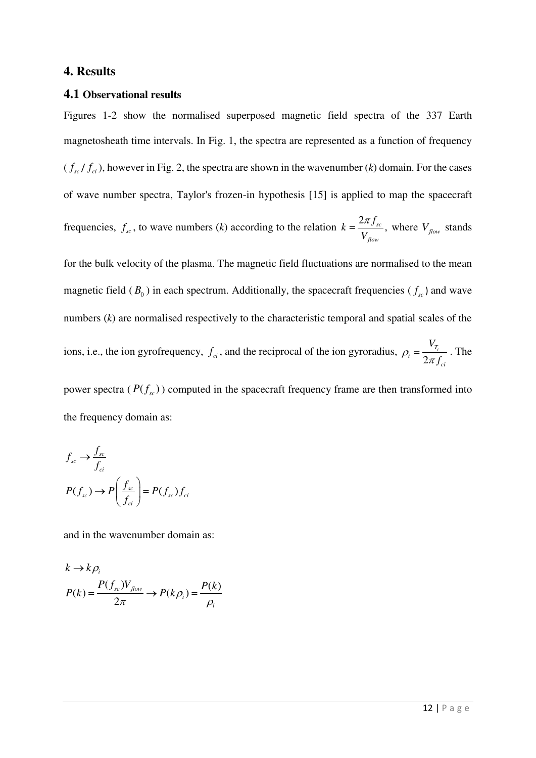## 4. Results

### 4.1 Observational results

Figures 1-2 show the normalised superposed magnetic field spectra of the 337 Earth magnetosheath time intervals. In Fig. 1, the spectra are represented as a function of frequency ($f_{sc}/f_{ci}$), however in Fig. 2, the spectra are shown in the wavenumber (*k*) domain. For the cases of wave number spectra, Taylor's frozen-in hypothesis [15] is applied to map the spacecraft frequencies, $f_{sc}$, to wave numbers (*k*) according to the relation $k = \frac{2\pi f_{sc}}{V_{flow}}$, where $V_{flow}$ stands for the bulk velocity of the plasma. The magnetic field fluctuations are normalised to the mean magnetic field ($B_0$) in each spectrum. Additionally, the spacecraft frequencies ($f_{sc}$) and wave numbers (*k*) are normalised respectively to the characteristic temporal and spatial scales of the ions, i.e., the ion gyrofrequency, $f_{ci}$, and the reciprocal of the ion gyroradius, $\rho_i = \frac{V_{T_i}}{2\pi f_{ci}}$. The power spectra ($P(f_{sc})$) computed in the spacecraft frequency frame are then transformed into the frequency domain as:

$$
f_{sc} \rightarrow \frac{f_{sc}}{f_{ci}}
$$

$$
P(f_{sc}) \rightarrow P\left(\frac{f_{sc}}{f_{ci}}\right) = P(f_{sc}) f_{ci}
$$

and in the wavenumber domain as:

$$
k \rightarrow k\rho_i
$$

$$
P(k) = \frac{P(f_{sc}) V_{flow}}{2\pi} \rightarrow P(k\rho_i) = \frac{P(k)}{\rho_i}
$$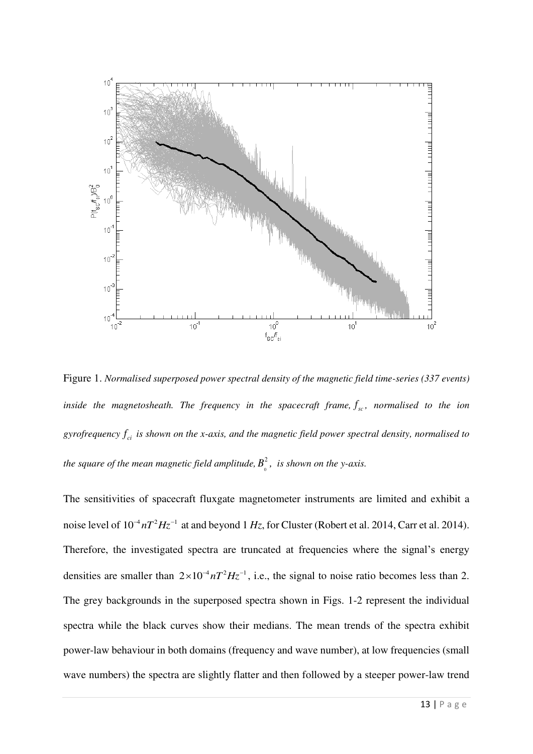Figure 1. *Normalised superposed power spectral density of the magnetic field time-series (337 events) inside the magnetosheath. The frequency in the spacecraft frame, $f_{sc}$, normalised to the ion gyrofrequency $f_{ci}$ is shown on the x-axis, and the magnetic field power spectral density, normalised to the square of the mean magnetic field amplitude, $B_0^2$, is shown on the y-axis.*

The sensitivities of spacecraft fluxgate magnetometer instruments are limited and exhibit a noise level of $10^{-4} nT^2 Hz^{-1}$ at and beyond 1 *Hz*, for Cluster (Robert et al. 2014, Carr et al. 2014). Therefore, the investigated spectra are truncated at frequencies where the signal's energy densities are smaller than $2\times10^{-4} nT^2 Hz^{-1}$, i.e., the signal to noise ratio becomes less than 2. The grey backgrounds in the superposed spectra shown in Figs. 1-2 represent the individual spectra while the black curves show their medians. The mean trends of the spectra exhibit power-law behaviour in both domains (frequency and wave number), at low frequencies (small wave numbers) the spectra are slightly flatter and then followed by a steeper power-law trend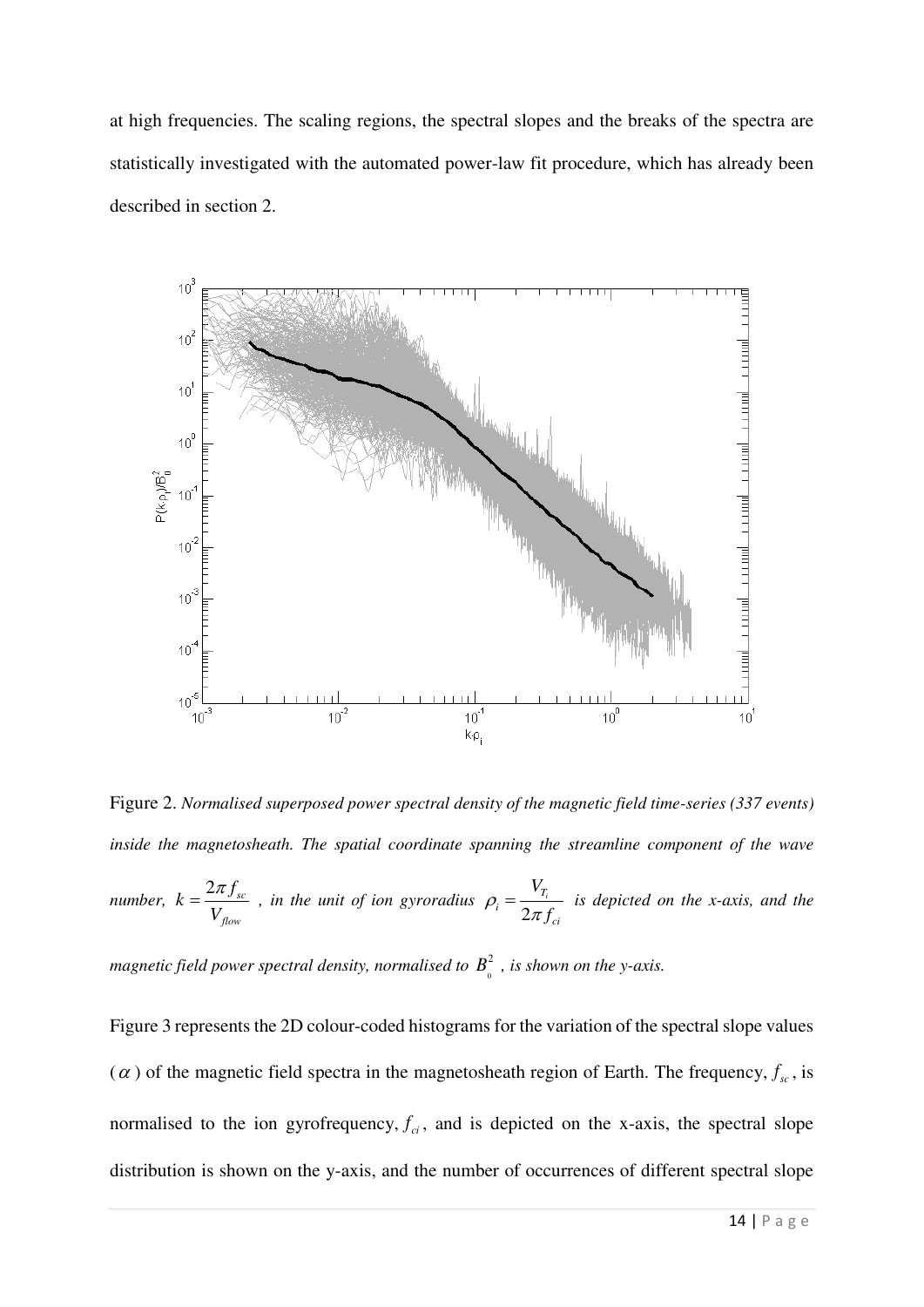at high frequencies. The scaling regions, the spectral slopes and the breaks of the spectra are statistically investigated with the automated power-law fit procedure, which has already been described in section 2.

Figure 2. *Normalised superposed power spectral density of the magnetic field time-series (337 events) inside the magnetosheath. The spatial coordinate spanning the streamline component of the wave number,* $k = \dfrac{2\pi f_{sc}}{V_{flow}}$ *, in the unit of ion gyroradius* $\rho_i = \dfrac{V_{T_i}}{2\pi f_{ci}}$ *is depicted on the x-axis, and the magnetic field power spectral density, normalised to* $B_0^2$ *, is shown on the y-axis.*

Figure 3 represents the 2D colour-coded histograms for the variation of the spectral slope values ($\alpha$) of the magnetic field spectra in the magnetosheath region of Earth. The frequency, $f_{sc}$, is normalised to the ion gyrofrequency, $f_{ci}$, and is depicted on the x-axis, the spectral slope distribution is shown on the y-axis, and the number of occurrences of different spectral slope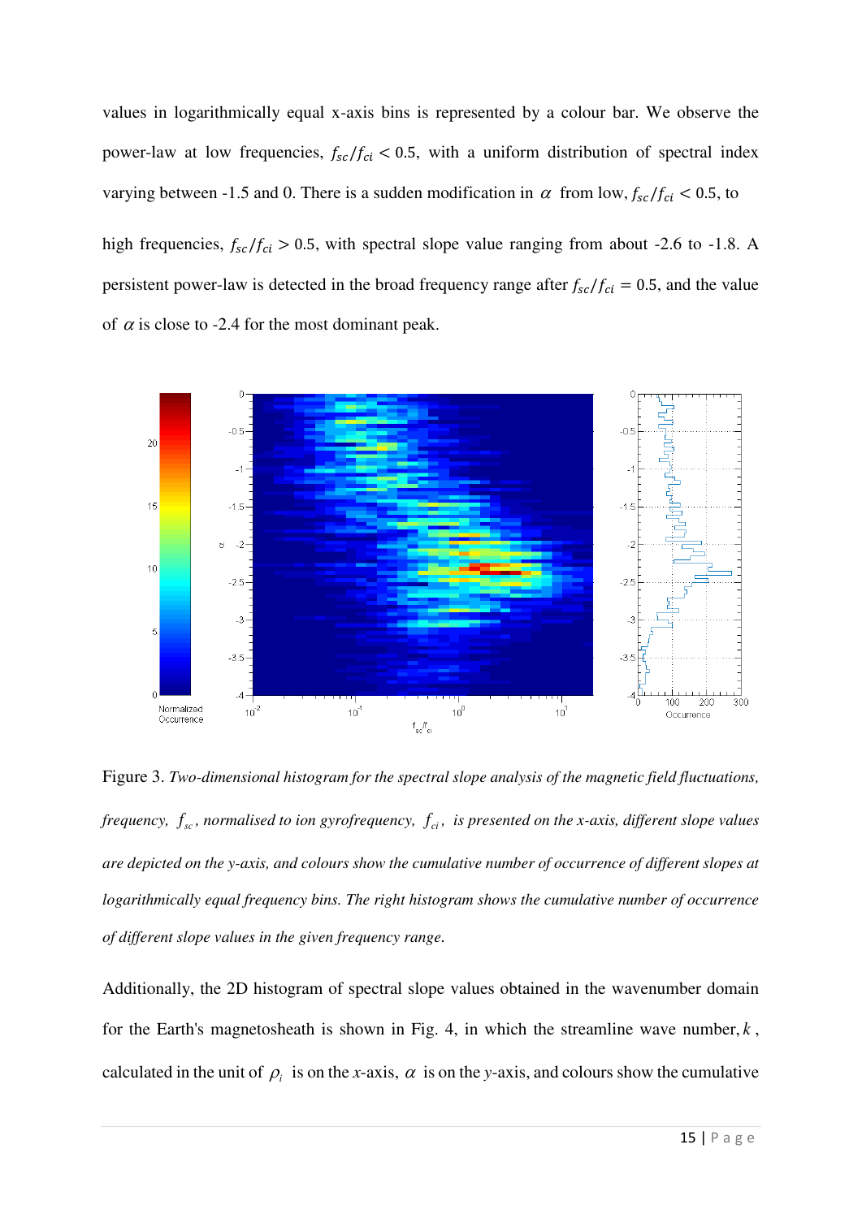values in logarithmically equal x-axis bins is represented by a colour bar. We observe the power-law at low frequencies, $f_{sc}/f_{ci} < 0.5$, with a uniform distribution of spectral index varying between -1.5 and 0. There is a sudden modification in $\alpha$ from low, $f_{sc}/f_{ci} < 0.5$, to high frequencies, $f_{sc}/f_{ci} > 0.5$, with spectral slope value ranging from about -2.6 to -1.8. A persistent power-law is detected in the broad frequency range after $f_{sc}/f_{ci} = 0.5$, and the value of $\alpha$ is close to -2.4 for the most dominant peak.

Figure 3. *Two-dimensional histogram for the spectral slope analysis of the magnetic field fluctuations, frequency, $f_{sc}$, normalised to ion gyrofrequency, $f_{ci}$, is presented on the x-axis, different slope values are depicted on the y-axis, and colours show the cumulative number of occurrence of different slopes at logarithmically equal frequency bins. The right histogram shows the cumulative number of occurrence of different slope values in the given frequency range.*

Additionally, the 2D histogram of spectral slope values obtained in the wavenumber domain for the Earth's magnetosheath is shown in Fig. 4, in which the streamline wave number, $k$, calculated in the unit of $\rho_i$ is on the *x*-axis, $\alpha$ is on the *y*-axis, and colours show the cumulative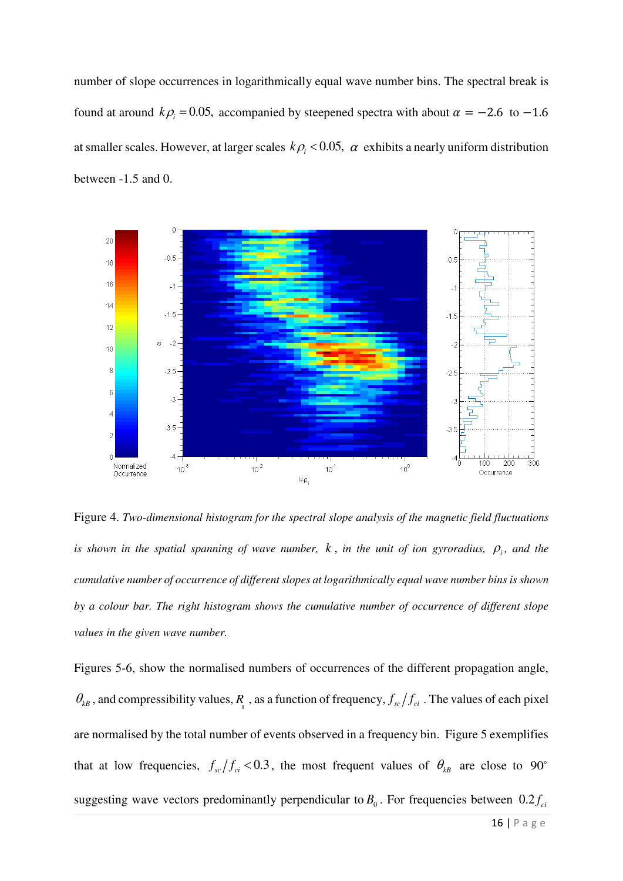number of slope occurrences in logarithmically equal wave number bins. The spectral break is found at around $k\rho_i = 0.05$, accompanied by steepened spectra with about $\alpha = -2.6$ to $-1.6$ at smaller scales. However, at larger scales $k\rho_i < 0.05$, $\alpha$ exhibits a nearly uniform distribution between -1.5 and 0.

Figure 4. *Two-dimensional histogram for the spectral slope analysis of the magnetic field fluctuations is shown in the spatial spanning of wave number, $k$, in the unit of ion gyroradius, $\rho_i$, and the cumulative number of occurrence of different slopes at logarithmically equal wave number bins is shown by a colour bar. The right histogram shows the cumulative number of occurrence of different slope values in the given wave number.*

Figures 5-6, show the normalised numbers of occurrences of the different propagation angle, $\theta_{kB}$, and compressibility values, $R_{\parallel}$, as a function of frequency, $f_{sc}/f_{ci}$. The values of each pixel are normalised by the total number of events observed in a frequency bin. Figure 5 exemplifies that at low frequencies, $f_{sc}/f_{ci} < 0.3$, the most frequent values of $\theta_{kB}$ are close to $90^{\circ}$ suggesting wave vectors predominantly perpendicular to $B_0$. For frequencies between $0.2 f_{ci}$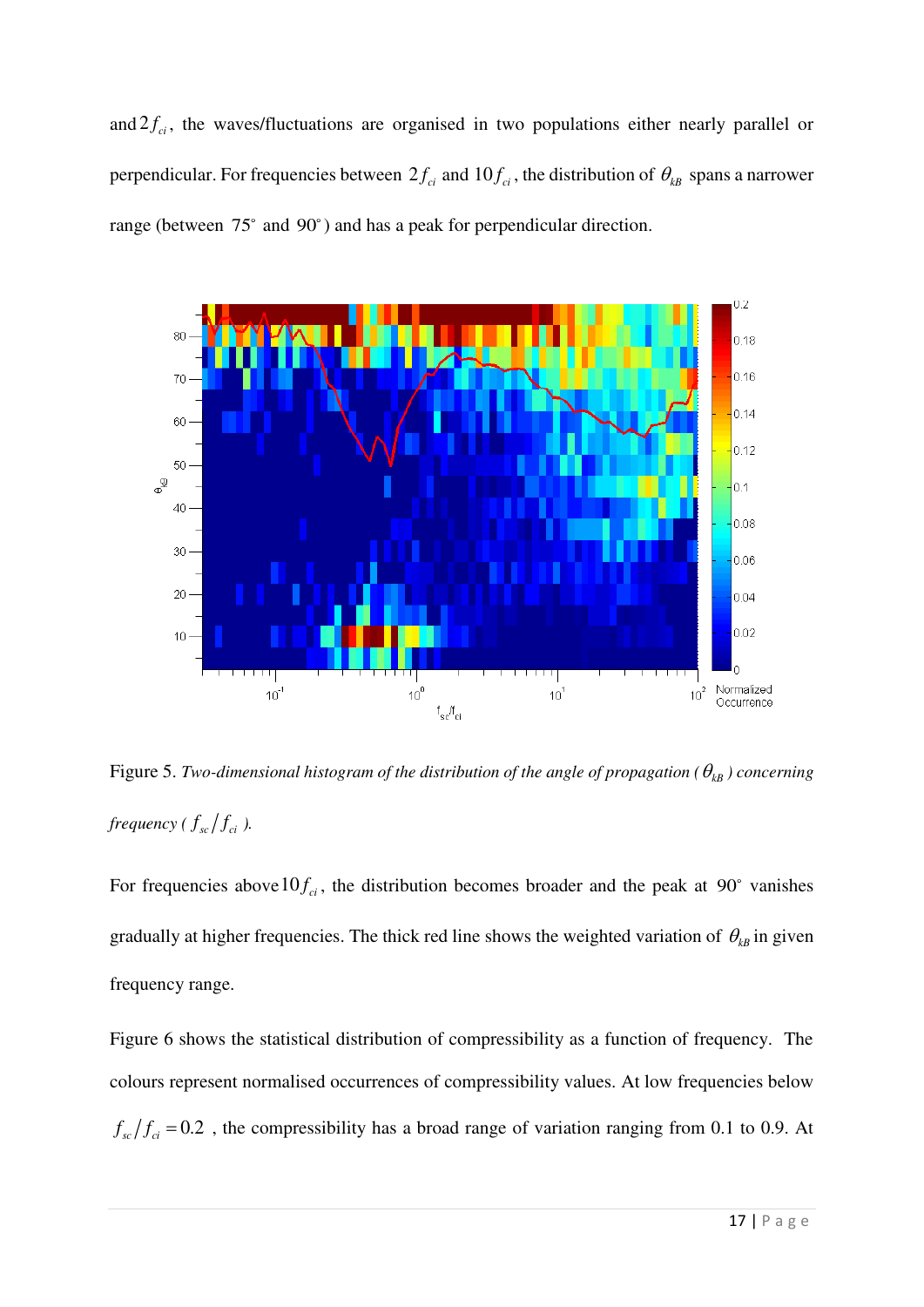and $2f_{ci}$, the waves/fluctuations are organised in two populations either nearly parallel or perpendicular. For frequencies between $2f_{ci}$ and $10f_{ci}$, the distribution of $\theta_{kB}$ spans a narrower range (between $75^{\circ}$ and $90^{\circ}$) and has a peak for perpendicular direction.

Figure 5. *Two-dimensional histogram of the distribution of the angle of propagation ($\theta_{kB}$) concerning frequency ($f_{sc}/f_{ci}$).*

For frequencies above $10f_{ci}$, the distribution becomes broader and the peak at $90^{\circ}$ vanishes gradually at higher frequencies. The thick red line shows the weighted variation of $\theta_{kB}$ in given frequency range.

Figure 6 shows the statistical distribution of compressibility as a function of frequency. The colours represent normalised occurrences of compressibility values. At low frequencies below $f_{sc}/f_{ci} = 0.2$, the compressibility has a broad range of variation ranging from 0.1 to 0.9. At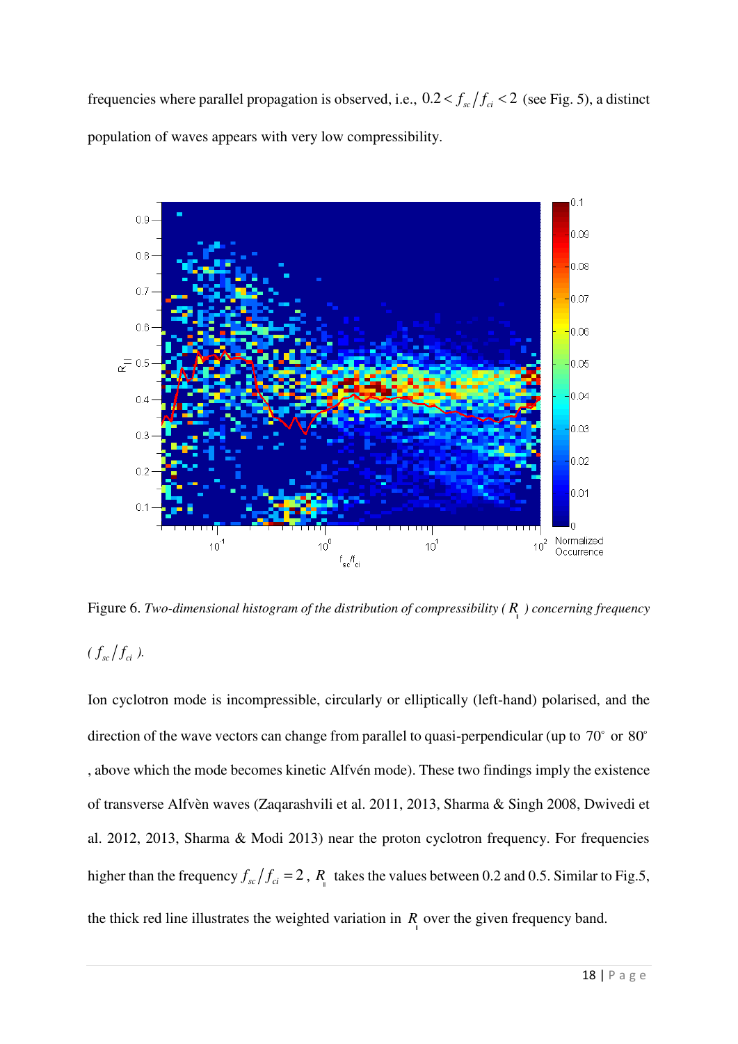frequencies where parallel propagation is observed, i.e., $0.2 < f_{sc}/f_{ci} < 2$ (see Fig. 5), a distinct population of waves appears with very low compressibility.

Figure 6. *Two-dimensional histogram of the distribution of compressibility ( $R_{\parallel}$ ) concerning frequency ( $f_{sc}/f_{ci}$ ).*

Ion cyclotron mode is incompressible, circularly or elliptically (left-hand) polarised, and the direction of the wave vectors can change from parallel to quasi-perpendicular (up to $70^{\circ}$ or $80^{\circ}$, above which the mode becomes kinetic Alfvén mode). These two findings imply the existence of transverse Alfvèn waves (Zaqarashvili et al. 2011, 2013, Sharma & Singh 2008, Dwivedi et al. 2012, 2013, Sharma & Modi 2013) near the proton cyclotron frequency. For frequencies higher than the frequency $f_{sc}/f_{ci} = 2$, $R_{\parallel}$ takes the values between 0.2 and 0.5. Similar to Fig.5, the thick red line illustrates the weighted variation in $R_{\parallel}$ over the given frequency band.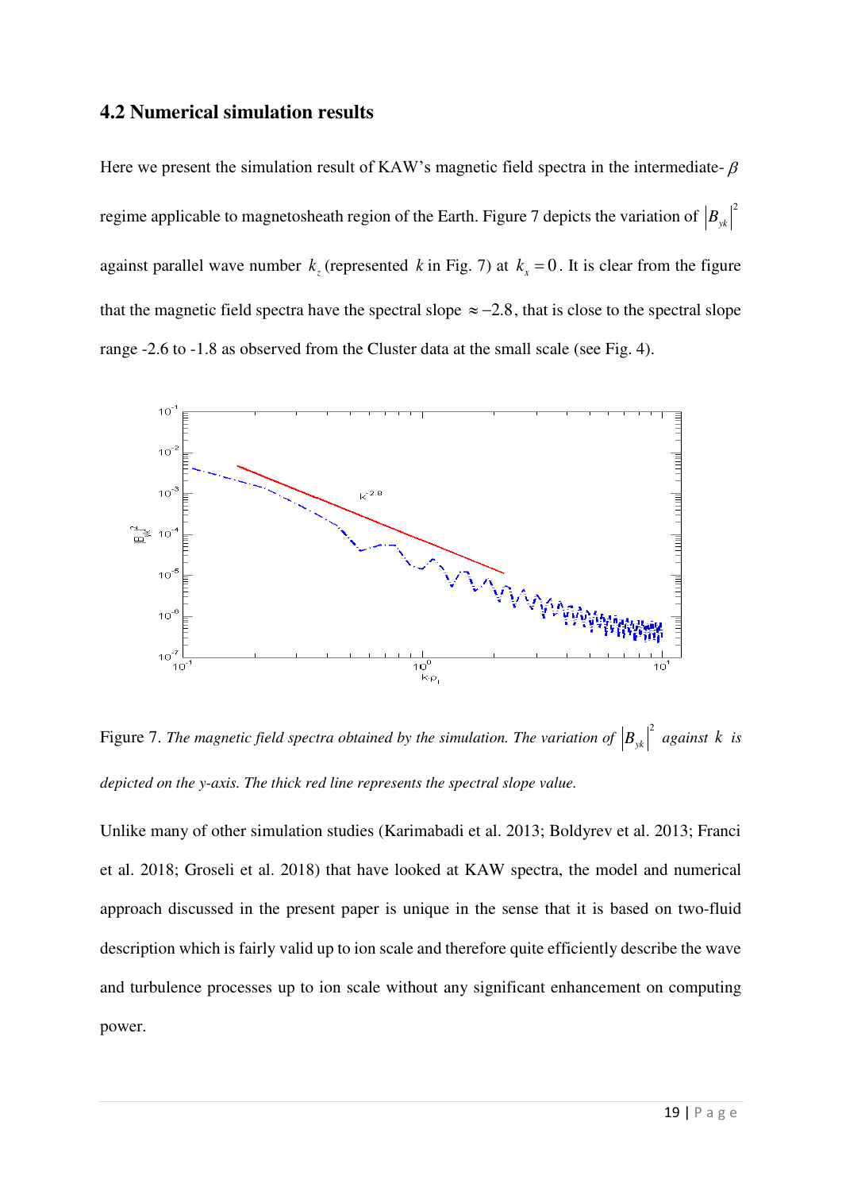## 4.2 Numerical simulation results

Here we present the simulation result of KAW's magnetic field spectra in the intermediate-$\beta$ regime applicable to magnetosheath region of the Earth. Figure 7 depicts the variation of $|B_{yk}|^2$ against parallel wave number $k_z$ (represented $k$ in Fig. 7) at $k_x = 0$. It is clear from the figure that the magnetic field spectra have the spectral slope $\approx -2.8$, that is close to the spectral slope range -2.6 to -1.8 as observed from the Cluster data at the small scale (see Fig. 4).

Figure 7. *The magnetic field spectra obtained by the simulation. The variation of* $|B_{yk}|^2$ *against* $k$ *is depicted on the y-axis. The thick red line represents the spectral slope value.*

Unlike many of other simulation studies (Karimabadi et al. 2013; Boldyrev et al. 2013; Franci et al. 2018; Groseli et al. 2018) that have looked at KAW spectra, the model and numerical approach discussed in the present paper is unique in the sense that it is based on two-fluid description which is fairly valid up to ion scale and therefore quite efficiently describe the wave and turbulence processes up to ion scale without any significant enhancement on computing power.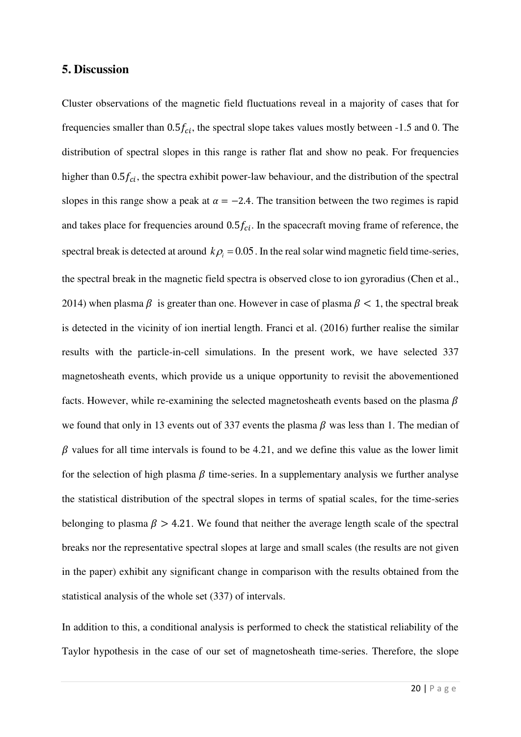## 5. Discussion

Cluster observations of the magnetic field fluctuations reveal in a majority of cases that for frequencies smaller than $0.5f_{ci}$, the spectral slope takes values mostly between -1.5 and 0. The distribution of spectral slopes in this range is rather flat and show no peak. For frequencies higher than $0.5f_{ci}$, the spectra exhibit power-law behaviour, and the distribution of the spectral slopes in this range show a peak at $\alpha = -2.4$. The transition between the two regimes is rapid and takes place for frequencies around $0.5f_{ci}$. In the spacecraft moving frame of reference, the spectral break is detected at around $k\rho_i = 0.05$. In the real solar wind magnetic field time-series, the spectral break in the magnetic field spectra is observed close to ion gyroradius (Chen et al., 2014) when plasma $\beta$ is greater than one. However in case of plasma $\beta < 1$, the spectral break is detected in the vicinity of ion inertial length. Franci et al. (2016) further realise the similar results with the particle-in-cell simulations. In the present work, we have selected 337 magnetosheath events, which provide us a unique opportunity to revisit the abovementioned facts. However, while re-examining the selected magnetosheath events based on the plasma $\beta$ we found that only in 13 events out of 337 events the plasma $\beta$ was less than 1. The median of $\beta$ values for all time intervals is found to be 4.21, and we define this value as the lower limit for the selection of high plasma $\beta$ time-series. In a supplementary analysis we further analyse the statistical distribution of the spectral slopes in terms of spatial scales, for the time-series belonging to plasma $\beta > 4.21$. We found that neither the average length scale of the spectral breaks nor the representative spectral slopes at large and small scales (the results are not given in the paper) exhibit any significant change in comparison with the results obtained from the statistical analysis of the whole set (337) of intervals.

In addition to this, a conditional analysis is performed to check the statistical reliability of the Taylor hypothesis in the case of our set of magnetosheath time-series. Therefore, the slope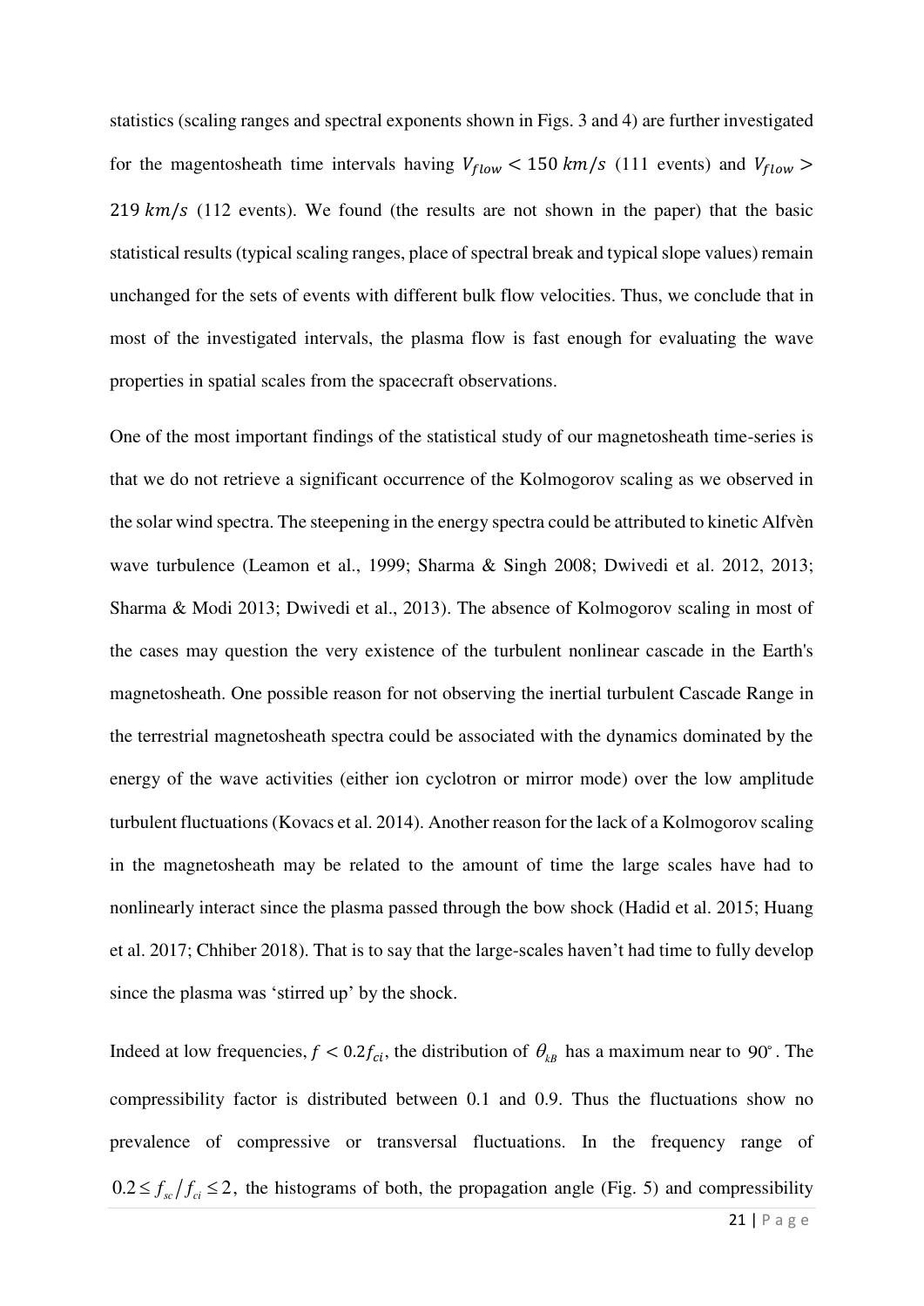statistics (scaling ranges and spectral exponents shown in Figs. 3 and 4) are further investigated for the magentosheath time intervals having $V_{flow} < 150\ km/s$ (111 events) and $V_{flow} > 219\ km/s$ (112 events). We found (the results are not shown in the paper) that the basic statistical results (typical scaling ranges, place of spectral break and typical slope values) remain unchanged for the sets of events with different bulk flow velocities. Thus, we conclude that in most of the investigated intervals, the plasma flow is fast enough for evaluating the wave properties in spatial scales from the spacecraft observations.

One of the most important findings of the statistical study of our magnetosheath time-series is that we do not retrieve a significant occurrence of the Kolmogorov scaling as we observed in the solar wind spectra. The steepening in the energy spectra could be attributed to kinetic Alfvèn wave turbulence (Leamon et al., 1999; Sharma & Singh 2008; Dwivedi et al. 2012, 2013; Sharma & Modi 2013; Dwivedi et al., 2013). The absence of Kolmogorov scaling in most of the cases may question the very existence of the turbulent nonlinear cascade in the Earth's magnetosheath. One possible reason for not observing the inertial turbulent Cascade Range in the terrestrial magnetosheath spectra could be associated with the dynamics dominated by the energy of the wave activities (either ion cyclotron or mirror mode) over the low amplitude turbulent fluctuations (Kovacs et al. 2014). Another reason for the lack of a Kolmogorov scaling in the magnetosheath may be related to the amount of time the large scales have had to nonlinearly interact since the plasma passed through the bow shock (Hadid et al. 2015; Huang et al. 2017; Chhiber 2018). That is to say that the large-scales haven't had time to fully develop since the plasma was 'stirred up' by the shock.

Indeed at low frequencies, $f < 0.2 f_{ci}$, the distribution of $\theta_{kB}$ has a maximum near to $90^{\circ}$. The compressibility factor is distributed between 0.1 and 0.9. Thus the fluctuations show no prevalence of compressive or transversal fluctuations. In the frequency range of $0.2 \leq f_{sc}/f_{ci} \leq 2$, the histograms of both, the propagation angle (Fig. 5) and compressibility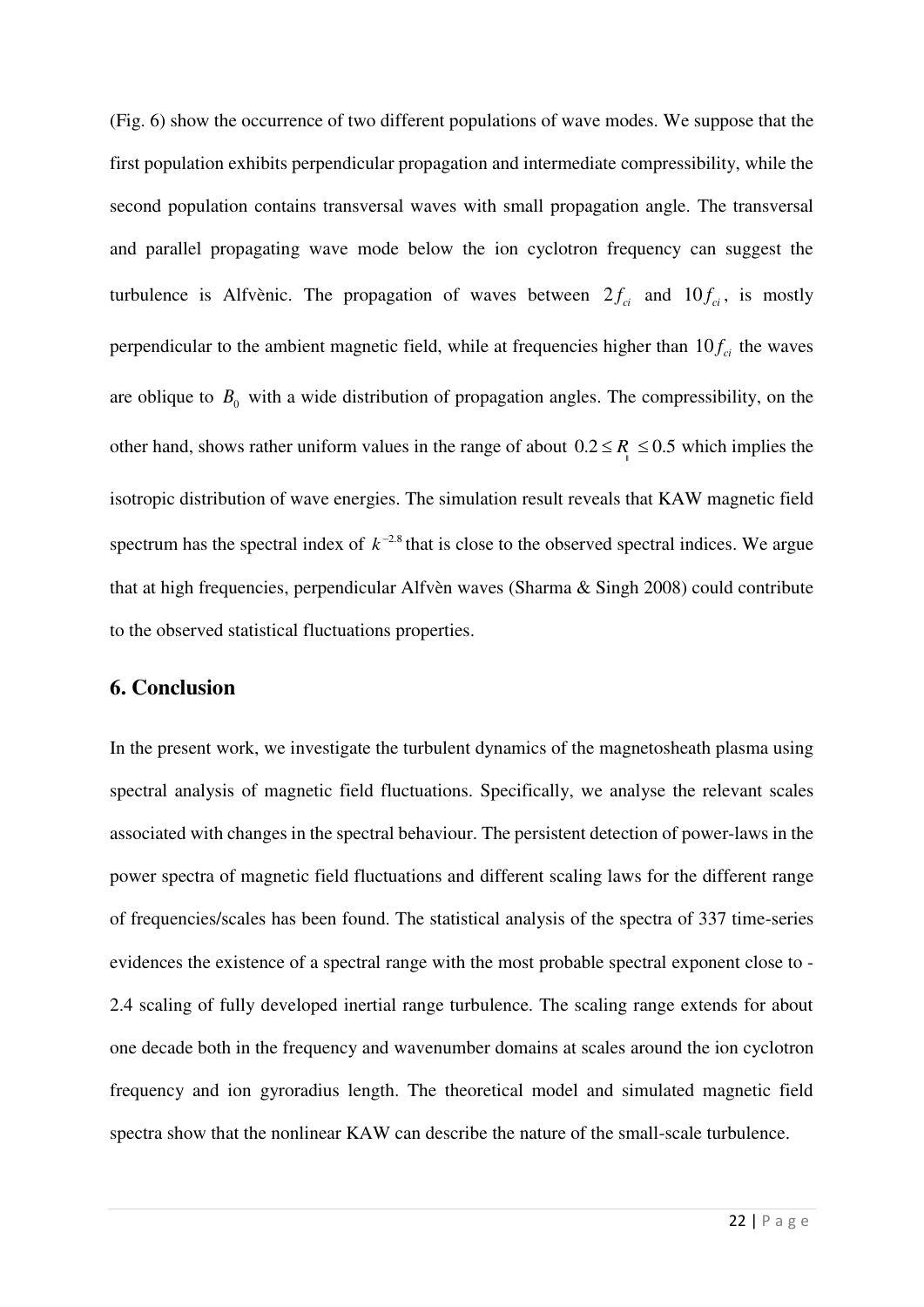(Fig. 6) show the occurrence of two different populations of wave modes. We suppose that the first population exhibits perpendicular propagation and intermediate compressibility, while the second population contains transversal waves with small propagation angle. The transversal and parallel propagating wave mode below the ion cyclotron frequency can suggest the turbulence is Alfvènic. The propagation of waves between $2f_{ci}$ and $10f_{ci}$, is mostly perpendicular to the ambient magnetic field, while at frequencies higher than $10f_{ci}$ the waves are oblique to $B_0$ with a wide distribution of propagation angles. The compressibility, on the other hand, shows rather uniform values in the range of about $0.2 \le R_{\parallel} \le 0.5$ which implies the isotropic distribution of wave energies. The simulation result reveals that KAW magnetic field spectrum has the spectral index of $k^{-2.8}$ that is close to the observed spectral indices. We argue that at high frequencies, perpendicular Alfvèn waves (Sharma & Singh 2008) could contribute to the observed statistical fluctuations properties.

## 6. Conclusion

In the present work, we investigate the turbulent dynamics of the magnetosheath plasma using spectral analysis of magnetic field fluctuations. Specifically, we analyse the relevant scales associated with changes in the spectral behaviour. The persistent detection of power-laws in the power spectra of magnetic field fluctuations and different scaling laws for the different range of frequencies/scales has been found. The statistical analysis of the spectra of 337 time-series evidences the existence of a spectral range with the most probable spectral exponent close to -2.4 scaling of fully developed inertial range turbulence. The scaling range extends for about one decade both in the frequency and wavenumber domains at scales around the ion cyclotron frequency and ion gyroradius length. The theoretical model and simulated magnetic field spectra show that the nonlinear KAW can describe the nature of the small-scale turbulence.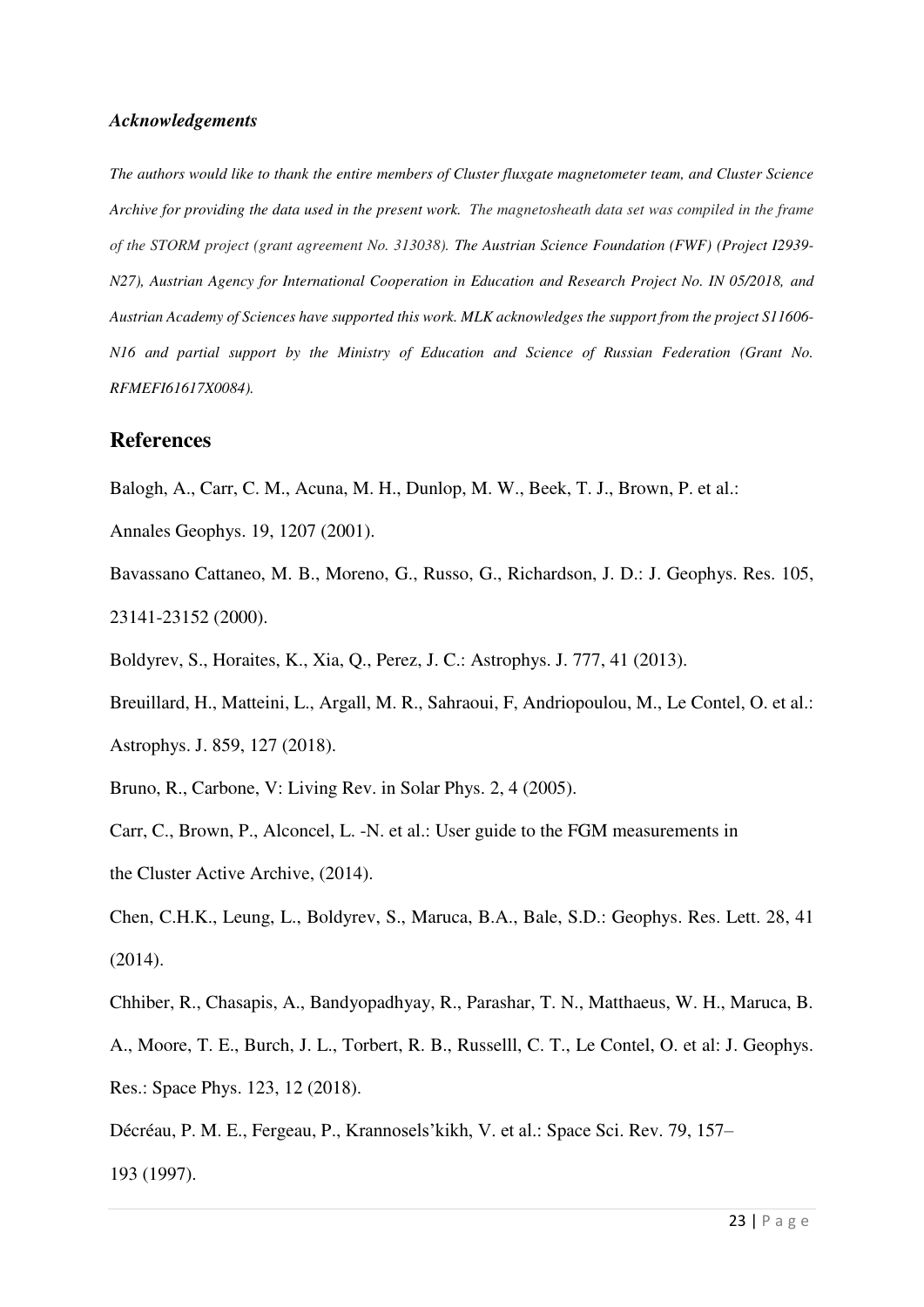### *Acknowledgements*

*The authors would like to thank the entire members of Cluster fluxgate magnetometer team, and Cluster Science Archive for providing the data used in the present work. The magnetosheath data set was compiled in the frame of the STORM project (grant agreement No. 313038). The Austrian Science Foundation (FWF) (Project I2939-N27), Austrian Agency for International Cooperation in Education and Research Project No. IN 05/2018, and Austrian Academy of Sciences have supported this work. MLK acknowledges the support from the project S11606-N16 and partial support by the Ministry of Education and Science of Russian Federation (Grant No. RFMEFI61617X0084).*

## References

Balogh, A., Carr, C. M., Acuna, M. H., Dunlop, M. W., Beek, T. J., Brown, P. et al.: Annales Geophys. 19, 1207 (2001).

Bavassano Cattaneo, M. B., Moreno, G., Russo, G., Richardson, J. D.: J. Geophys. Res. 105, 23141-23152 (2000).

Boldyrev, S., Horaites, K., Xia, Q., Perez, J. C.: Astrophys. J. 777, 41 (2013).

Breuillard, H., Matteini, L., Argall, M. R., Sahraoui, F, Andriopoulou, M., Le Contel, O. et al.: Astrophys. J. 859, 127 (2018).

Bruno, R., Carbone, V: Living Rev. in Solar Phys. 2, 4 (2005).

Carr, C., Brown, P., Alconcel, L. -N. et al.: User guide to the FGM measurements in the Cluster Active Archive, (2014).

Chen, C.H.K., Leung, L., Boldyrev, S., Maruca, B.A., Bale, S.D.: Geophys. Res. Lett. 28, 41 (2014).

Chhiber, R., Chasapis, A., Bandyopadhyay, R., Parashar, T. N., Matthaeus, W. H., Maruca, B. A., Moore, T. E., Burch, J. L., Torbert, R. B., Russelll, C. T., Le Contel, O. et al: J. Geophys. Res.: Space Phys. 123, 12 (2018).

Décréau, P. M. E., Fergeau, P., Krannosels'kikh, V. et al.: Space Sci. Rev. 79, 157–193 (1997).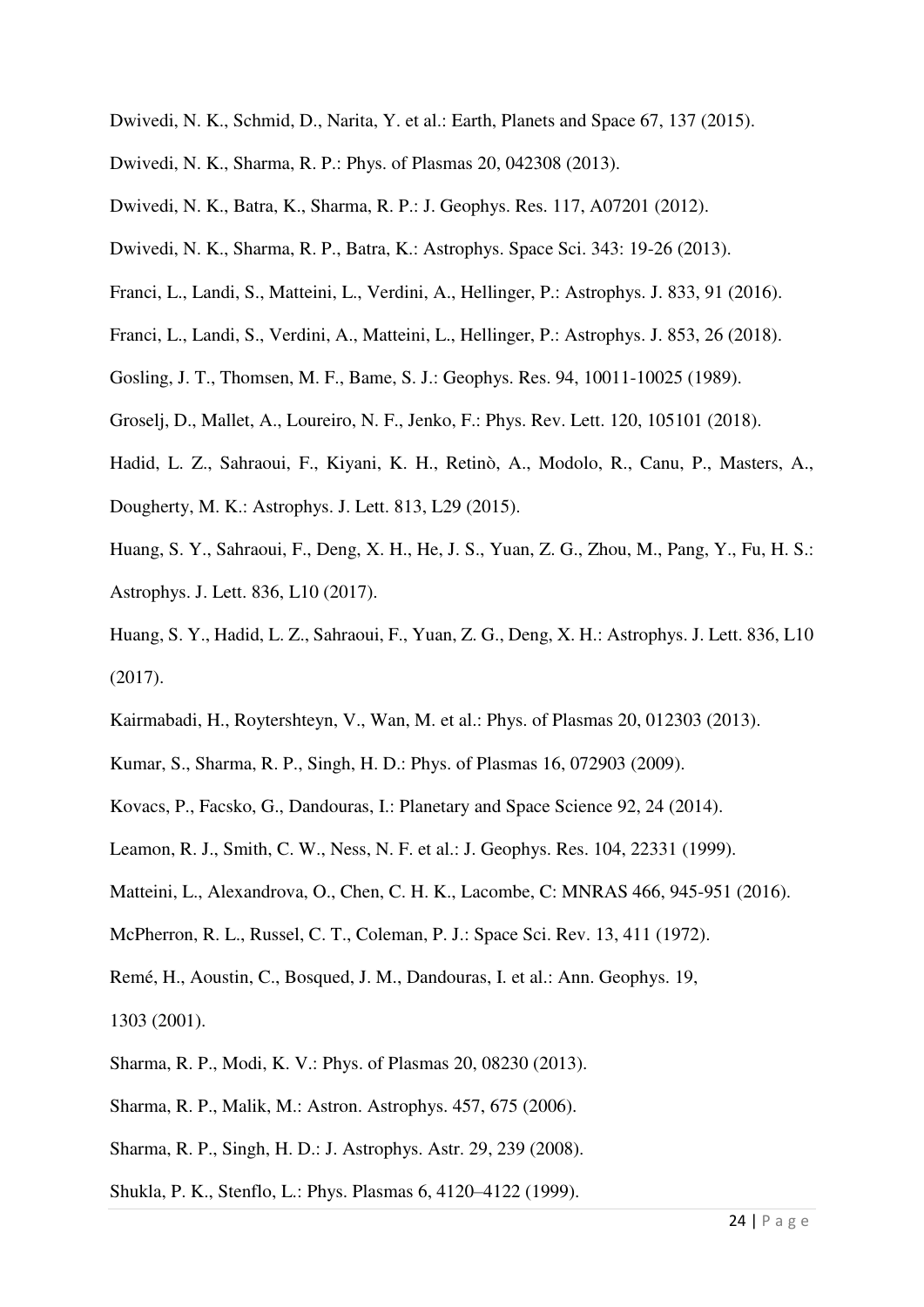Dwivedi, N. K., Schmid, D., Narita, Y. et al.: Earth, Planets and Space 67, 137 (2015).

Dwivedi, N. K., Sharma, R. P.: Phys. of Plasmas 20, 042308 (2013).

Dwivedi, N. K., Batra, K., Sharma, R. P.: J. Geophys. Res. 117, A07201 (2012).

Dwivedi, N. K., Sharma, R. P., Batra, K.: Astrophys. Space Sci. 343: 19-26 (2013).

Franci, L., Landi, S., Matteini, L., Verdini, A., Hellinger, P.: Astrophys. J. 833, 91 (2016).

Franci, L., Landi, S., Verdini, A., Matteini, L., Hellinger, P.: Astrophys. J. 853, 26 (2018).

Gosling, J. T., Thomsen, M. F., Bame, S. J.: Geophys. Res. 94, 10011-10025 (1989).

Groselj, D., Mallet, A., Loureiro, N. F., Jenko, F.: Phys. Rev. Lett. 120, 105101 (2018).

Hadid, L. Z., Sahraoui, F., Kiyani, K. H., Retinò, A., Modolo, R., Canu, P., Masters, A., Dougherty, M. K.: Astrophys. J. Lett. 813, L29 (2015).

Huang, S. Y., Sahraoui, F., Deng, X. H., He, J. S., Yuan, Z. G., Zhou, M., Pang, Y., Fu, H. S.: Astrophys. J. Lett. 836, L10 (2017).

Huang, S. Y., Hadid, L. Z., Sahraoui, F., Yuan, Z. G., Deng, X. H.: Astrophys. J. Lett. 836, L10 (2017).

Kairmabadi, H., Roytershteyn, V., Wan, M. et al.: Phys. of Plasmas 20, 012303 (2013).

Kumar, S., Sharma, R. P., Singh, H. D.: Phys. of Plasmas 16, 072903 (2009).

Kovacs, P., Facsko, G., Dandouras, I.: Planetary and Space Science 92, 24 (2014).

Leamon, R. J., Smith, C. W., Ness, N. F. et al.: J. Geophys. Res. 104, 22331 (1999).

Matteini, L., Alexandrova, O., Chen, C. H. K., Lacombe, C: MNRAS 466, 945-951 (2016).

McPherron, R. L., Russel, C. T., Coleman, P. J.: Space Sci. Rev. 13, 411 (1972).

Remé, H., Aoustin, C., Bosqued, J. M., Dandouras, I. et al.: Ann. Geophys. 19, 1303 (2001).

Sharma, R. P., Modi, K. V.: Phys. of Plasmas 20, 08230 (2013).

Sharma, R. P., Malik, M.: Astron. Astrophys. 457, 675 (2006).

Sharma, R. P., Singh, H. D.: J. Astrophys. Astr. 29, 239 (2008).

Shukla, P. K., Stenflo, L.: Phys. Plasmas 6, 4120–4122 (1999).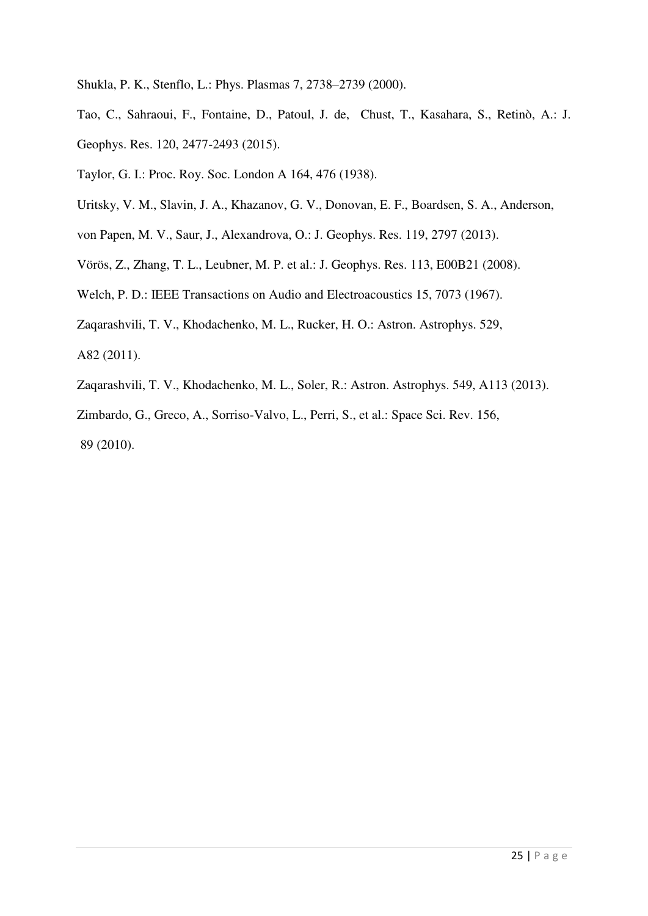Shukla, P. K., Stenflo, L.: Phys. Plasmas 7, 2738–2739 (2000).

Tao, C., Sahraoui, F., Fontaine, D., Patoul, J. de, Chust, T., Kasahara, S., Retinò, A.: J. Geophys. Res. 120, 2477-2493 (2015).

Taylor, G. I.: Proc. Roy. Soc. London A 164, 476 (1938).

Uritsky, V. M., Slavin, J. A., Khazanov, G. V., Donovan, E. F., Boardsen, S. A., Anderson,

von Papen, M. V., Saur, J., Alexandrova, O.: J. Geophys. Res. 119, 2797 (2013).

Vörös, Z., Zhang, T. L., Leubner, M. P. et al.: J. Geophys. Res. 113, E00B21 (2008).

Welch, P. D.: IEEE Transactions on Audio and Electroacoustics 15, 7073 (1967).

Zaqarashvili, T. V., Khodachenko, M. L., Rucker, H. O.: Astron. Astrophys. 529, A82 (2011).

Zaqarashvili, T. V., Khodachenko, M. L., Soler, R.: Astron. Astrophys. 549, A113 (2013).

Zimbardo, G., Greco, A., Sorriso-Valvo, L., Perri, S., et al.: Space Sci. Rev. 156, 89 (2010).